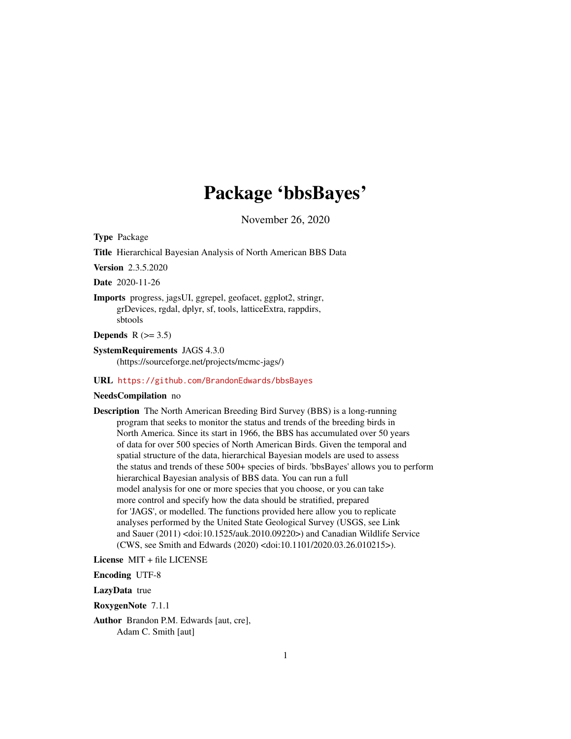# Package 'bbsBayes'

November 26, 2020

**Type** Package

**Title** Hierarchical Bayesian Analysis of North American BBS Data

**Version** 2.3.5.2020

**Date** 2020-11-26

**Imports** progress, jagsUI, ggrepel, geofacet, ggplot2, stringr, grDevices, rgdal, dplyr, sf, tools, latticeExtra, rappdirs, sbtools

**Depends** R (>= 3.5)

**SystemRequirements** JAGS 4.3.0 (https://sourceforge.net/projects/mcmc-jags/)

**URL** https://github.com/BrandonEdwards/bbsBayes

**NeedsCompilation** no

**Description** The North American Breeding Bird Survey (BBS) is a long-running program that seeks to monitor the status and trends of the breeding birds in North America. Since its start in 1966, the BBS has accumulated over 50 years of data for over 500 species of North American Birds. Given the temporal and spatial structure of the data, hierarchical Bayesian models are used to assess the status and trends of these 500+ species of birds. 'bbsBayes' allows you to perform hierarchical Bayesian analysis of BBS data. You can run a full model analysis for one or more species that you choose, or you can take more control and specify how the data should be stratified, prepared for 'JAGS', or modelled. The functions provided here allow you to replicate analyses performed by the United State Geological Survey (USGS, see Link and Sauer (2011) <doi:10.1525/auk.2010.09220>) and Canadian Wildlife Service (CWS, see Smith and Edwards (2020) <doi:10.1101/2020.03.26.010215>).

**License** MIT + file LICENSE

**Encoding** UTF-8

**LazyData** true

**RoxygenNote** 7.1.1

**Author** Brandon P.M. Edwards [aut, cre], Adam C. Smith [aut]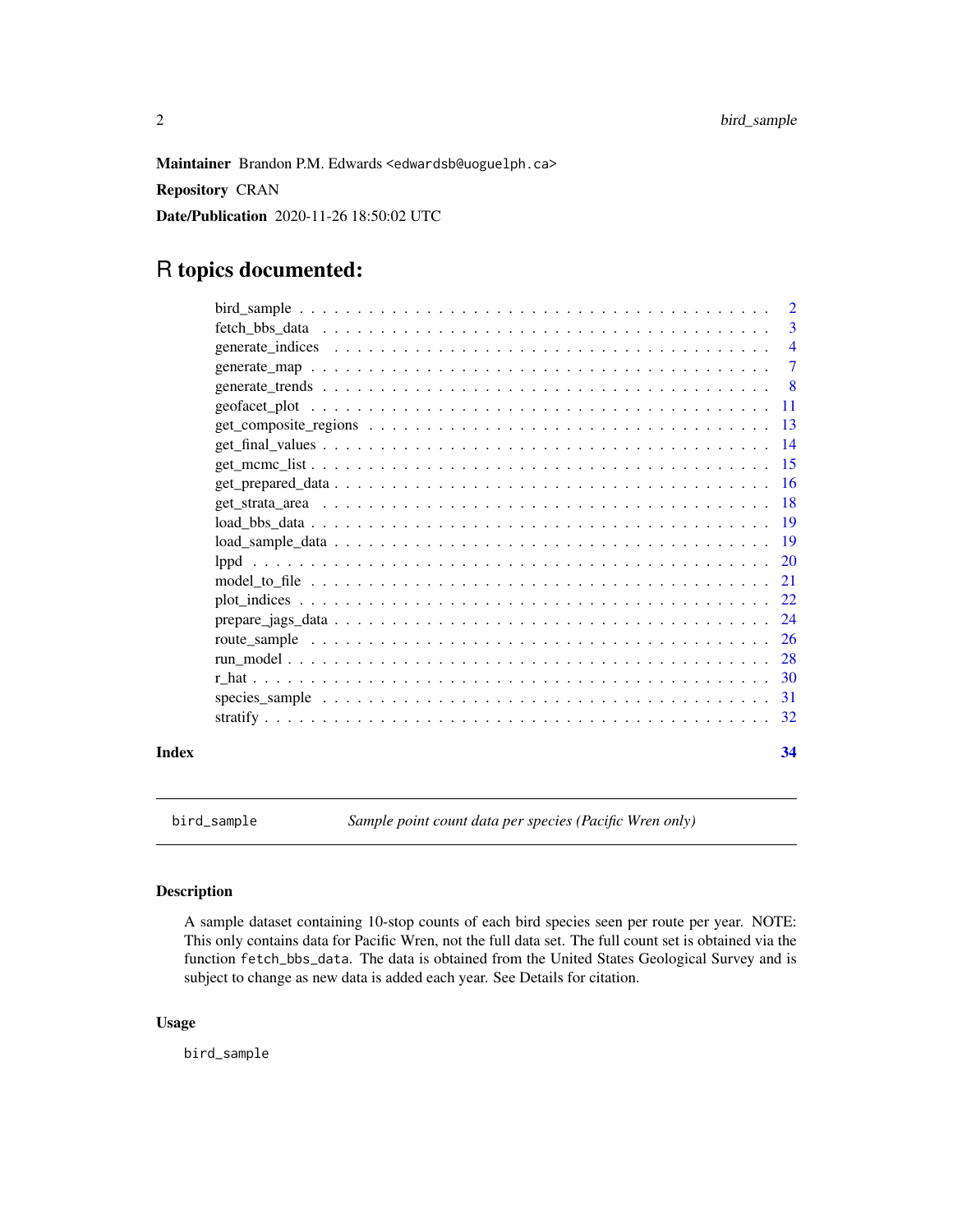**Maintainer** Brandon P.M. Edwards <edwardsb@uoguelph.ca>

**Repository** CRAN

**Date/Publication** 2020-11-26 18:50:02 UTC

# R topics documented:

- bird_sample . . . . . . . . . . . . . . . . . . . . . . . . . . . . . . . . . . . . . 2
- fetch_bbs_data . . . . . . . . . . . . . . . . . . . . . . . . . . . . . . . . . . . 3
- generate_indices . . . . . . . . . . . . . . . . . . . . . . . . . . . . . . . . . . 4
- generate_map . . . . . . . . . . . . . . . . . . . . . . . . . . . . . . . . . . . . 7
- generate_trends . . . . . . . . . . . . . . . . . . . . . . . . . . . . . . . . . . 8
- geofacet_plot . . . . . . . . . . . . . . . . . . . . . . . . . . . . . . . . . . . 11
- get_composite_regions . . . . . . . . . . . . . . . . . . . . . . . . . . . . . . 13
- get_final_values . . . . . . . . . . . . . . . . . . . . . . . . . . . . . . . . . 14
- get_mcmc_list . . . . . . . . . . . . . . . . . . . . . . . . . . . . . . . . . . 15
- get_prepared_data . . . . . . . . . . . . . . . . . . . . . . . . . . . . . . . . 16
- get_strata_area . . . . . . . . . . . . . . . . . . . . . . . . . . . . . . . . . 18
- load_bbs_data . . . . . . . . . . . . . . . . . . . . . . . . . . . . . . . . . . 19
- load_sample_data . . . . . . . . . . . . . . . . . . . . . . . . . . . . . . . . 19
- lppd . . . . . . . . . . . . . . . . . . . . . . . . . . . . . . . . . . . . . . . 20
- model_to_file . . . . . . . . . . . . . . . . . . . . . . . . . . . . . . . . . . 21
- plot_indices . . . . . . . . . . . . . . . . . . . . . . . . . . . . . . . . . . . 22
- prepare_jags_data . . . . . . . . . . . . . . . . . . . . . . . . . . . . . . . . 24
- route_sample . . . . . . . . . . . . . . . . . . . . . . . . . . . . . . . . . . . 26
- run_model . . . . . . . . . . . . . . . . . . . . . . . . . . . . . . . . . . . . 28
- r_hat . . . . . . . . . . . . . . . . . . . . . . . . . . . . . . . . . . . . . . 30
- species_sample . . . . . . . . . . . . . . . . . . . . . . . . . . . . . . . . . . 31
- stratify . . . . . . . . . . . . . . . . . . . . . . . . . . . . . . . . . . . . . 32

**Index** 34

---

## bird_sample — *Sample point count data per species (Pacific Wren only)*

### Description

A sample dataset containing 10-stop counts of each bird species seen per route per year. NOTE: This only contains data for Pacific Wren, not the full data set. The full count set is obtained via the function `fetch_bbs_data`. The data is obtained from the United States Geological Survey and is subject to change as new data is added each year. See Details for citation.

### Usage

```
bird_sample
```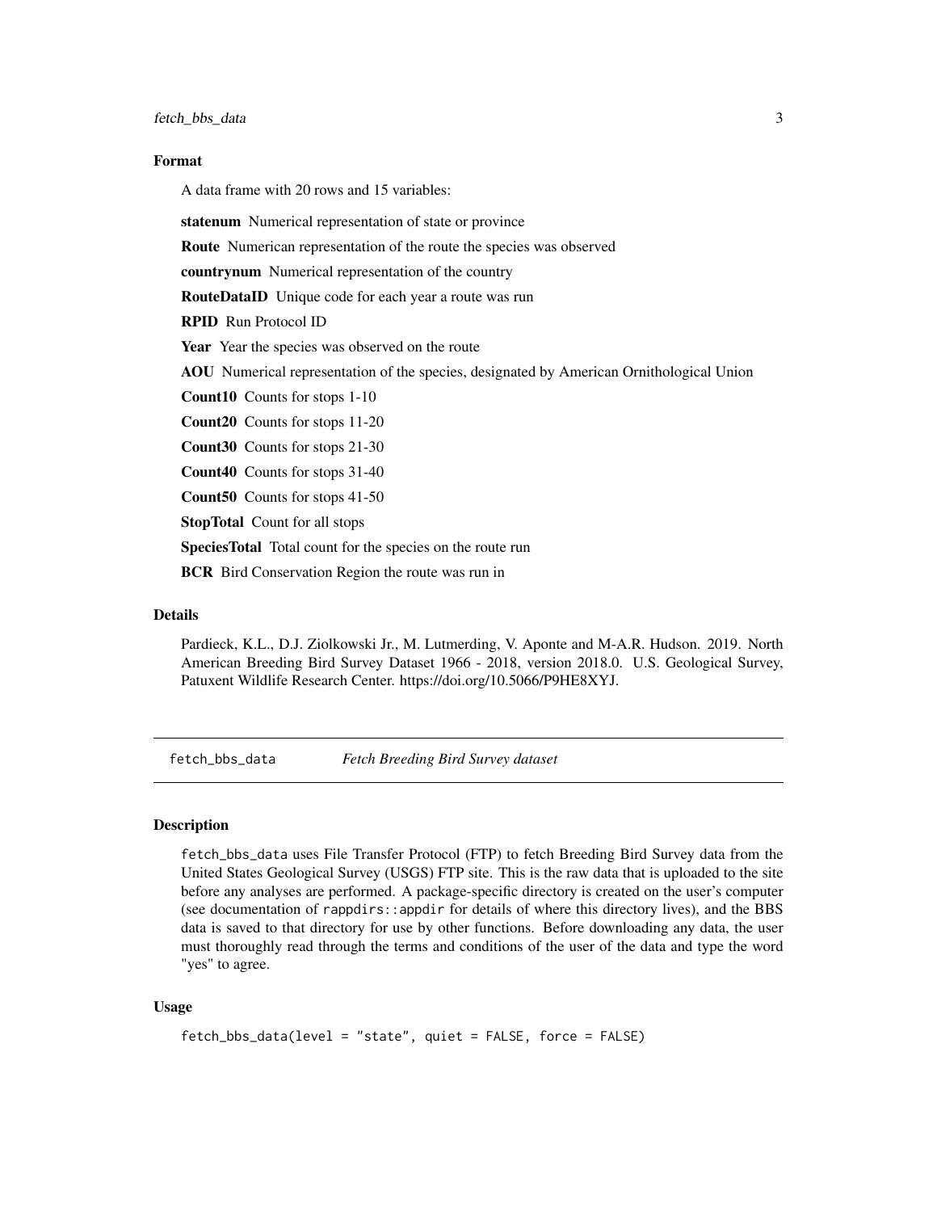## Format

A data frame with 20 rows and 15 variables:

**statenum** Numerical representation of state or province

**Route** Numerican representation of the route the species was observed

**countrynum** Numerical representation of the country

**RouteDataID** Unique code for each year a route was run

**RPID** Run Protocol ID

**Year** Year the species was observed on the route

**AOU** Numerical representation of the species, designated by American Ornithological Union

**Count10** Counts for stops 1-10

**Count20** Counts for stops 11-20

**Count30** Counts for stops 21-30

**Count40** Counts for stops 31-40

**Count50** Counts for stops 41-50

**StopTotal** Count for all stops

**SpeciesTotal** Total count for the species on the route run

**BCR** Bird Conservation Region the route was run in

## Details

Pardieck, K.L., D.J. Ziolkowski Jr., M. Lutmerding, V. Aponte and M-A.R. Hudson. 2019. North American Breeding Bird Survey Dataset 1966 - 2018, version 2018.0. U.S. Geological Survey, Patuxent Wildlife Research Center. https://doi.org/10.5066/P9HE8XYJ.

---

# fetch_bbs_data *Fetch Breeding Bird Survey dataset*

## Description

fetch_bbs_data uses File Transfer Protocol (FTP) to fetch Breeding Bird Survey data from the United States Geological Survey (USGS) FTP site. This is the raw data that is uploaded to the site before any analyses are performed. A package-specific directory is created on the user's computer (see documentation of rappdirs::appdir for details of where this directory lives), and the BBS data is saved to that directory for use by other functions. Before downloading any data, the user must thoroughly read through the terms and conditions of the user of the data and type the word "yes" to agree.

## Usage

```
fetch_bbs_data(level = "state", quiet = FALSE, force = FALSE)
```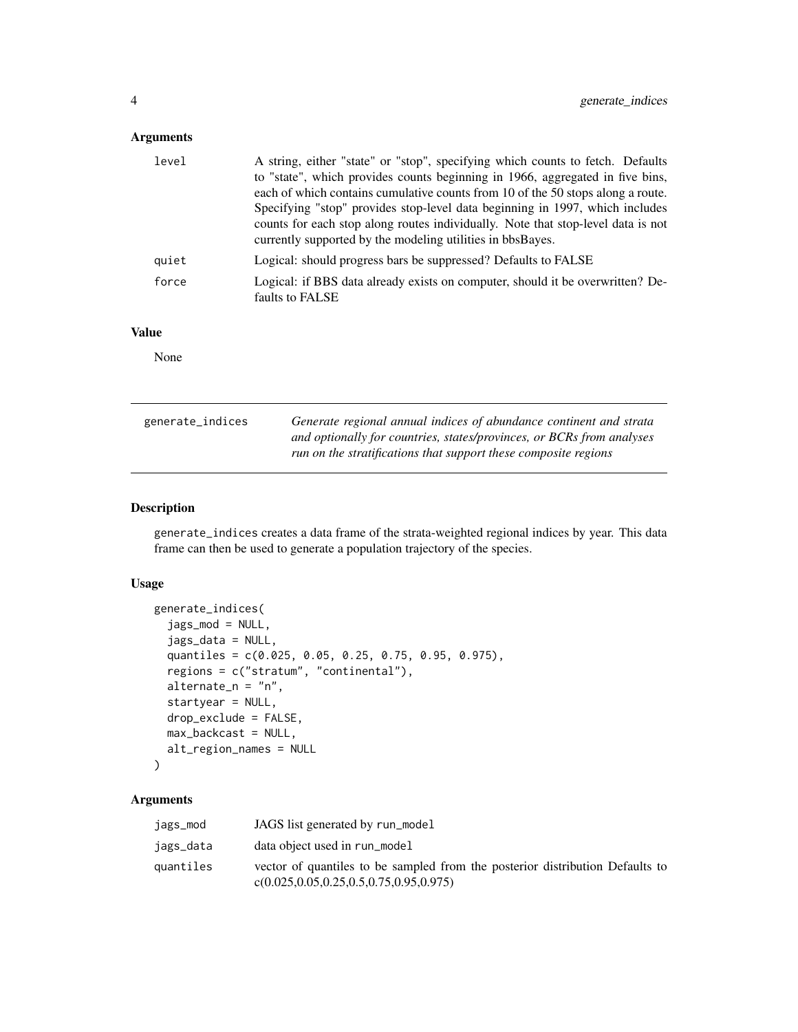### Arguments

| | |
|---|---|
| level | A string, either "state" or "stop", specifying which counts to fetch. Defaults to "state", which provides counts beginning in 1966, aggregated in five bins, each of which contains cumulative counts from 10 of the 50 stops along a route. Specifying "stop" provides stop-level data beginning in 1997, which includes counts for each stop along routes individually. Note that stop-level data is not currently supported by the modeling utilities in bbsBayes. |
| quiet | Logical: should progress bars be suppressed? Defaults to FALSE |
| force | Logical: if BBS data already exists on computer, should it be overwritten? Defaults to FALSE |

### Value

None

---

## generate_indices

*Generate regional annual indices of abundance continent and strata and optionally for countries, states/provinces, or BCRs from analyses run on the stratifications that support these composite regions*

---

### Description

`generate_indices` creates a data frame of the strata-weighted regional indices by year. This data frame can then be used to generate a population trajectory of the species.

### Usage

```
generate_indices(
  jags_mod = NULL,
  jags_data = NULL,
  quantiles = c(0.025, 0.05, 0.25, 0.75, 0.95, 0.975),
  regions = c("stratum", "continental"),
  alternate_n = "n",
  startyear = NULL,
  drop_exclude = FALSE,
  max_backcast = NULL,
  alt_region_names = NULL
)
```

### Arguments

| | |
|---|---|
| jags_mod | JAGS list generated by `run_model` |
| jags_data | data object used in `run_model` |
| quantiles | vector of quantiles to be sampled from the posterior distribution Defaults to c(0.025,0.05,0.25,0.5,0.75,0.95,0.975) |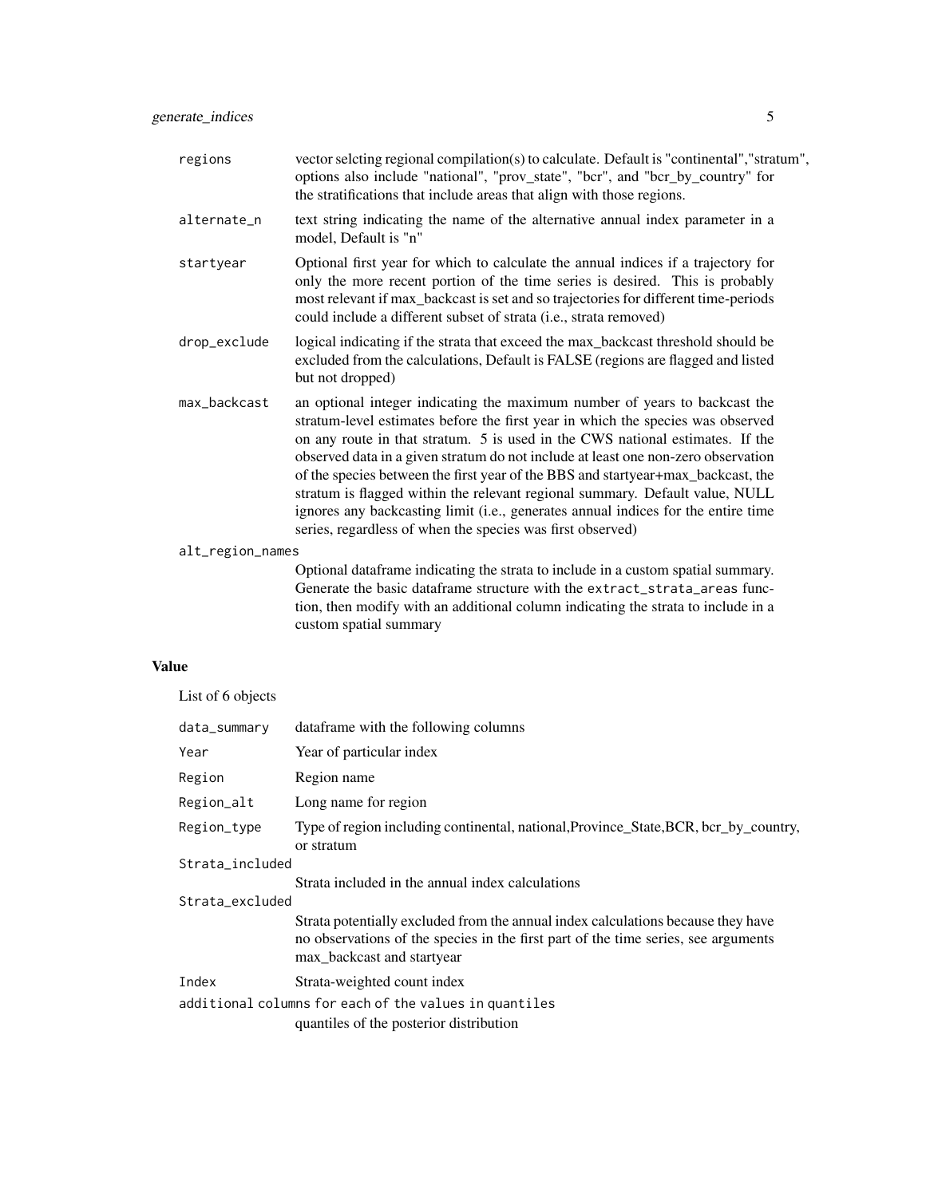| | |
|---|---|
| `regions` | vector selcting regional compilation(s) to calculate. Default is "continental","stratum", options also include "national", "prov_state", "bcr", and "bcr_by_country" for the stratifications that include areas that align with those regions. |
| `alternate_n` | text string indicating the name of the alternative annual index parameter in a model, Default is "n" |
| `startyear` | Optional first year for which to calculate the annual indices if a trajectory for only the more recent portion of the time series is desired. This is probably most relevant if max_backcast is set and so trajectories for different time-periods could include a different subset of strata (i.e., strata removed) |
| `drop_exclude` | logical indicating if the strata that exceed the max_backcast threshold should be excluded from the calculations, Default is FALSE (regions are flagged and listed but not dropped) |
| `max_backcast` | an optional integer indicating the maximum number of years to backcast the stratum-level estimates before the first year in which the species was observed on any route in that stratum. 5 is used in the CWS national estimates. If the observed data in a given stratum do not include at least one non-zero observation of the species between the first year of the BBS and startyear+max_backcast, the stratum is flagged within the relevant regional summary. Default value, NULL ignores any backcasting limit (i.e., generates annual indices for the entire time series, regardless of when the species was first observed) |
| `alt_region_names` | Optional dataframe indicating the strata to include in a custom spatial summary. Generate the basic dataframe structure with the `extract_strata_areas` function, then modify with an additional column indicating the strata to include in a custom spatial summary |

## Value

List of 6 objects

| | |
|---|---|
| `data_summary` | dataframe with the following columns |
| `Year` | Year of particular index |
| `Region` | Region name |
| `Region_alt` | Long name for region |
| `Region_type` | Type of region including continental, national,Province_State,BCR, bcr_by_country, or stratum |
| `Strata_included` | Strata included in the annual index calculations |
| `Strata_excluded` | Strata potentially excluded from the annual index calculations because they have no observations of the species in the first part of the time series, see arguments max_backcast and startyear |
| `Index` | Strata-weighted count index |
| `additional columns for each of the values in quantiles` | quantiles of the posterior distribution |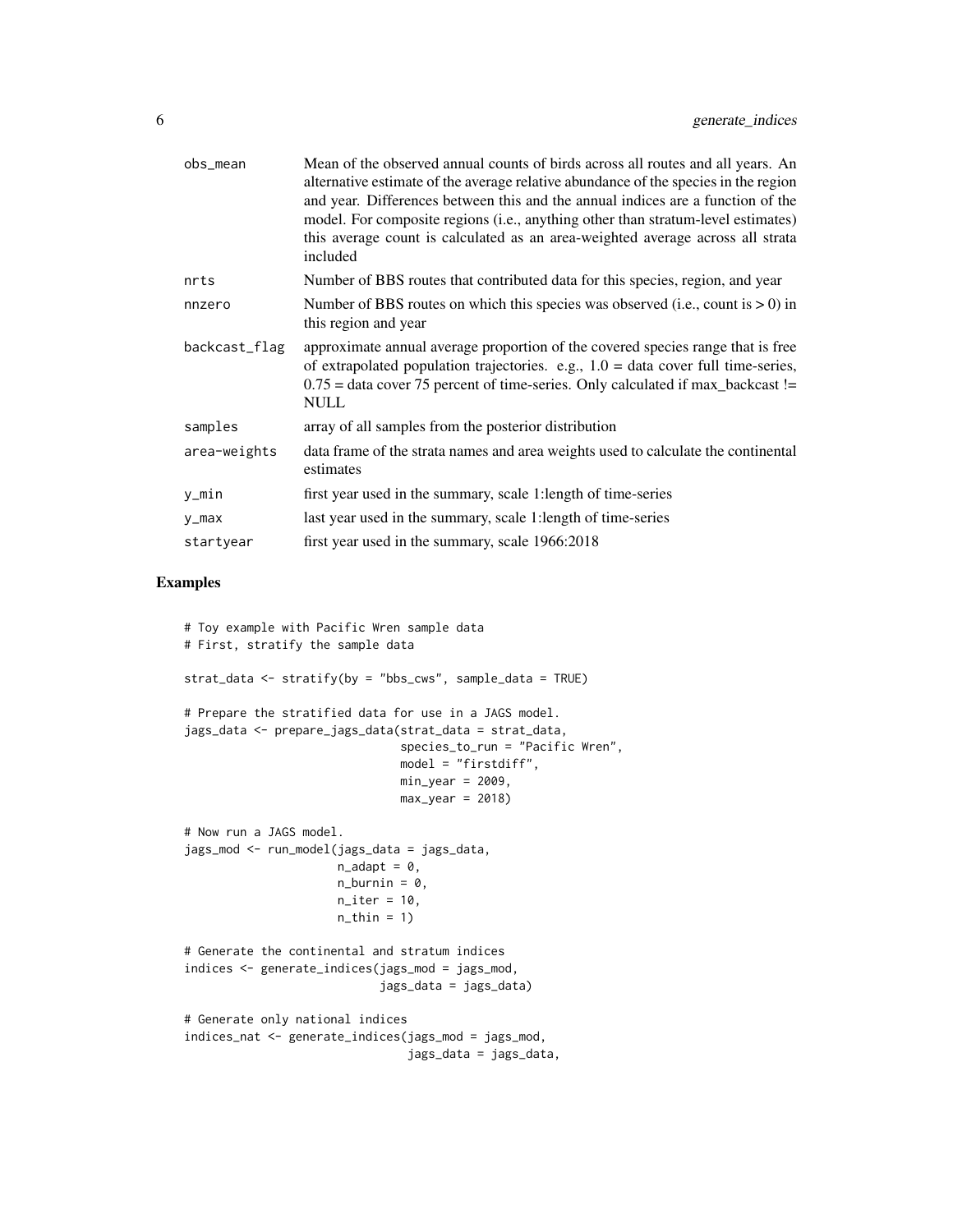| | |
|---|---|
| obs_mean | Mean of the observed annual counts of birds across all routes and all years. An alternative estimate of the average relative abundance of the species in the region and year. Differences between this and the annual indices are a function of the model. For composite regions (i.e., anything other than stratum-level estimates) this average count is calculated as an area-weighted average across all strata included |
| nrts | Number of BBS routes that contributed data for this species, region, and year |
| nnzero | Number of BBS routes on which this species was observed (i.e., count is > 0) in this region and year |
| backcast_flag | approximate annual average proportion of the covered species range that is free of extrapolated population trajectories. e.g., 1.0 = data cover full time-series, 0.75 = data cover 75 percent of time-series. Only calculated if max_backcast != NULL |
| samples | array of all samples from the posterior distribution |
| area-weights | data frame of the strata names and area weights used to calculate the continental estimates |
| y_min | first year used in the summary, scale 1:length of time-series |
| y_max | last year used in the summary, scale 1:length of time-series |
| startyear | first year used in the summary, scale 1966:2018 |

## Examples

```
# Toy example with Pacific Wren sample data
# First, stratify the sample data

strat_data <- stratify(by = "bbs_cws", sample_data = TRUE)

# Prepare the stratified data for use in a JAGS model.
jags_data <- prepare_jags_data(strat_data = strat_data,
                               species_to_run = "Pacific Wren",
                               model = "firstdiff",
                               min_year = 2009,
                               max_year = 2018)

# Now run a JAGS model.
jags_mod <- run_model(jags_data = jags_data,
                      n_adapt = 0,
                      n_burnin = 0,
                      n_iter = 10,
                      n_thin = 1)

# Generate the continental and stratum indices
indices <- generate_indices(jags_mod = jags_mod,
                            jags_data = jags_data)

# Generate only national indices
indices_nat <- generate_indices(jags_mod = jags_mod,
                                jags_data = jags_data,
```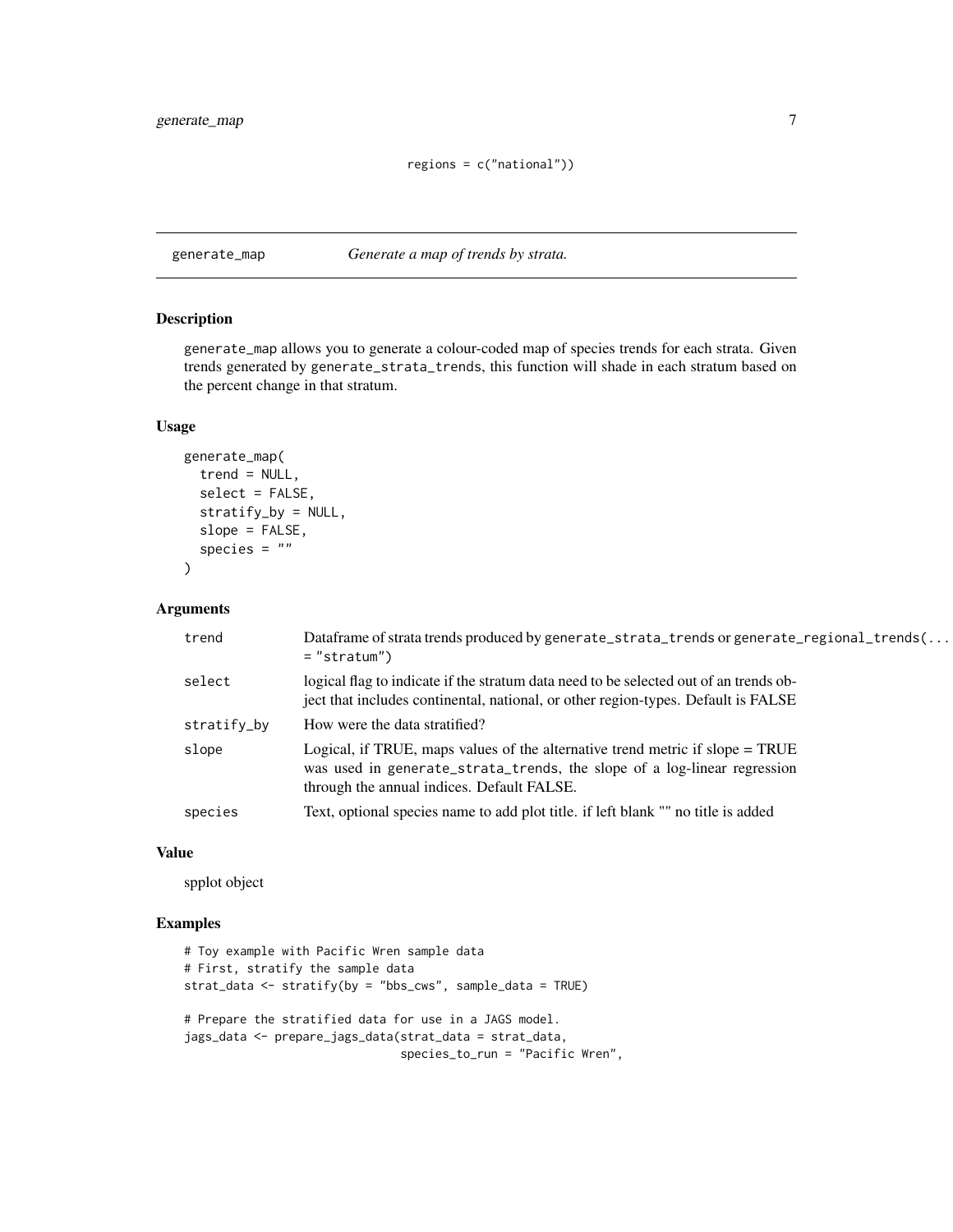```
                                  regions = c("national"))
```

## generate_map *Generate a map of trends by strata.*

### Description

generate_map allows you to generate a colour-coded map of species trends for each strata. Given trends generated by generate_strata_trends, this function will shade in each stratum based on the percent change in that stratum.

### Usage

```
generate_map(
  trend = NULL,
  select = FALSE,
  stratify_by = NULL,
  slope = FALSE,
  species = ""
)
```

### Arguments

| | |
|---|---|
| trend | Dataframe of strata trends produced by generate_strata_trends or generate_regional_trends(... = "stratum") |
| select | logical flag to indicate if the stratum data need to be selected out of an trends object that includes continental, national, or other region-types. Default is FALSE |
| stratify_by | How were the data stratified? |
| slope | Logical, if TRUE, maps values of the alternative trend metric if slope = TRUE was used in generate_strata_trends, the slope of a log-linear regression through the annual indices. Default FALSE. |
| species | Text, optional species name to add plot title. if left blank "" no title is added |

### Value

spplot object

### Examples

```
# Toy example with Pacific Wren sample data
# First, stratify the sample data
strat_data <- stratify(by = "bbs_cws", sample_data = TRUE)

# Prepare the stratified data for use in a JAGS model.
jags_data <- prepare_jags_data(strat_data = strat_data,
                               species_to_run = "Pacific Wren",
```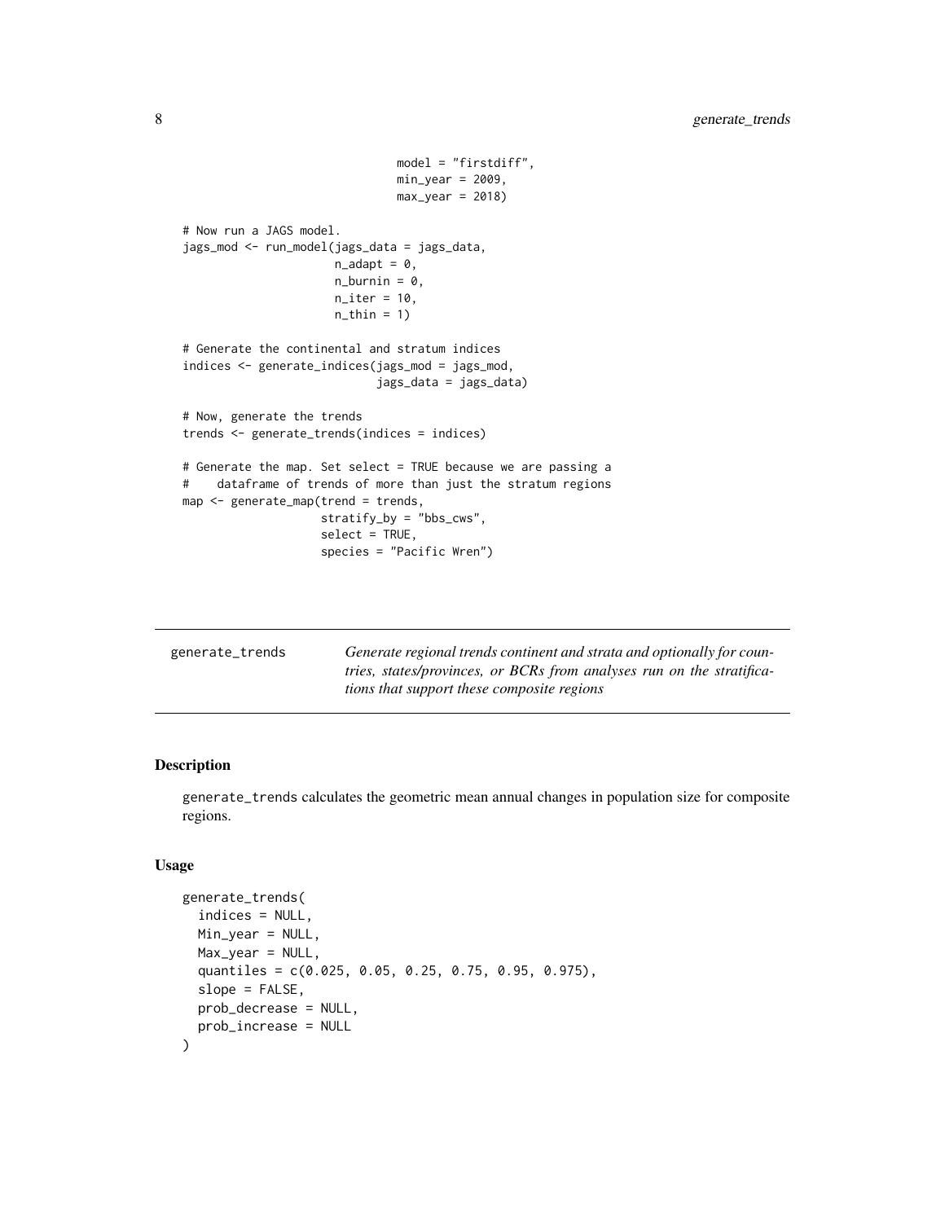```
                                 model = "firstdiff",
                                 min_year = 2009,
                                 max_year = 2018)

# Now run a JAGS model.
jags_mod <- run_model(jags_data = jags_data,
                      n_adapt = 0,
                      n_burnin = 0,
                      n_iter = 10,
                      n_thin = 1)

# Generate the continental and stratum indices
indices <- generate_indices(jags_mod = jags_mod,
                            jags_data = jags_data)

# Now, generate the trends
trends <- generate_trends(indices = indices)

# Generate the map. Set select = TRUE because we are passing a
#    dataframe of trends of more than just the stratum regions
map <- generate_map(trend = trends,
                    stratify_by = "bbs_cws",
                    select = TRUE,
                    species = "Pacific Wren")
```

---

`generate_trends` — *Generate regional trends continent and strata and optionally for countries, states/provinces, or BCRs from analyses run on the stratifications that support these composite regions*

---

## Description

generate_trends calculates the geometric mean annual changes in population size for composite regions.

## Usage

```
generate_trends(
  indices = NULL,
  Min_year = NULL,
  Max_year = NULL,
  quantiles = c(0.025, 0.05, 0.25, 0.75, 0.95, 0.975),
  slope = FALSE,
  prob_decrease = NULL,
  prob_increase = NULL
)
```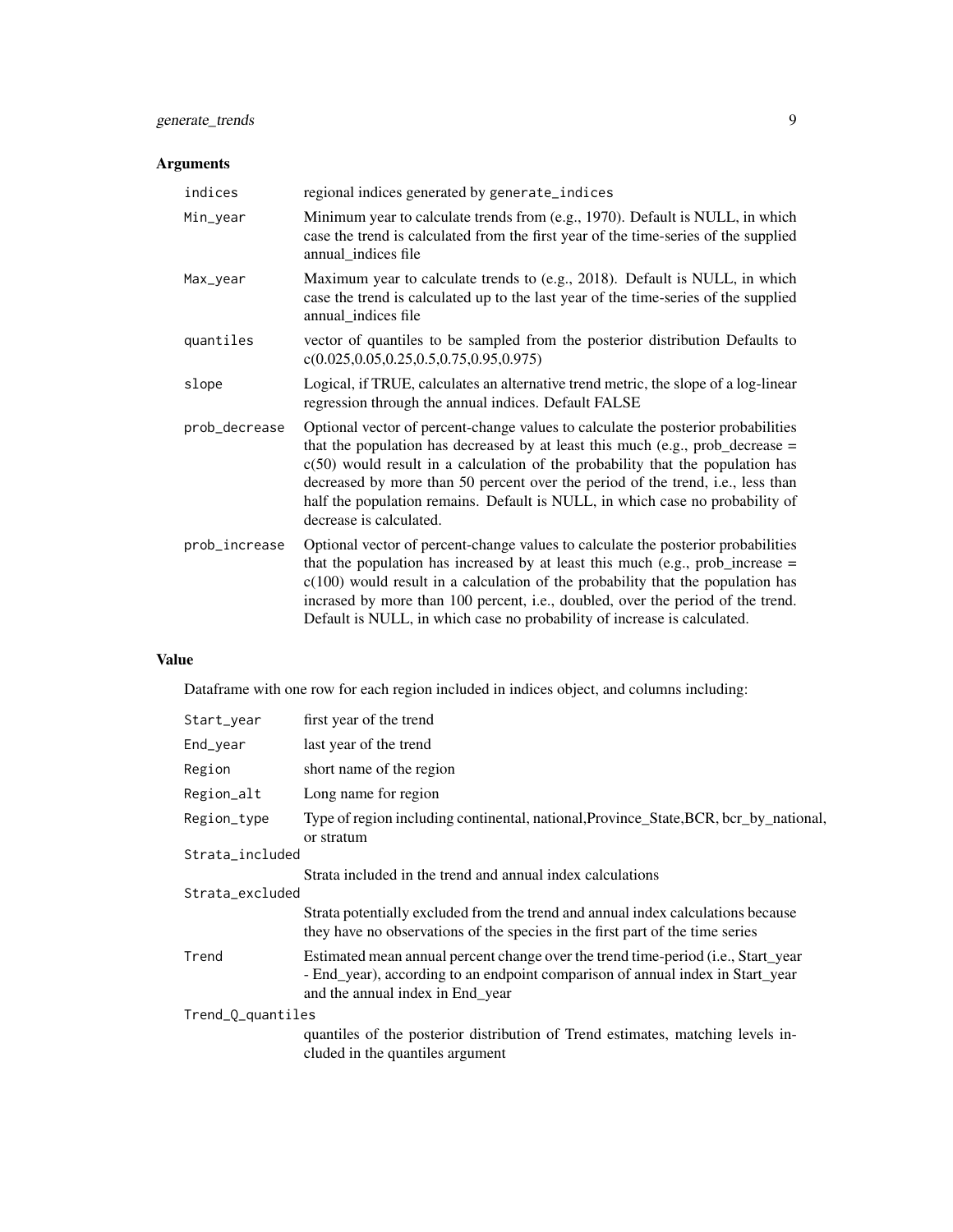## Arguments

| | |
|---|---|
| `indices` | regional indices generated by `generate_indices` |
| `Min_year` | Minimum year to calculate trends from (e.g., 1970). Default is NULL, in which case the trend is calculated from the first year of the time-series of the supplied annual_indices file |
| `Max_year` | Maximum year to calculate trends to (e.g., 2018). Default is NULL, in which case the trend is calculated up to the last year of the time-series of the supplied annual_indices file |
| `quantiles` | vector of quantiles to be sampled from the posterior distribution Defaults to c(0.025,0.05,0.25,0.5,0.75,0.95,0.975) |
| `slope` | Logical, if TRUE, calculates an alternative trend metric, the slope of a log-linear regression through the annual indices. Default FALSE |
| `prob_decrease` | Optional vector of percent-change values to calculate the posterior probabilities that the population has decreased by at least this much (e.g., prob_decrease = c(50) would result in a calculation of the probability that the population has decreased by more than 50 percent over the period of the trend, i.e., less than half the population remains. Default is NULL, in which case no probability of decrease is calculated. |
| `prob_increase` | Optional vector of percent-change values to calculate the posterior probabilities that the population has increased by at least this much (e.g., prob_increase = c(100) would result in a calculation of the probability that the population has incrased by more than 100 percent, i.e., doubled, over the period of the trend. Default is NULL, in which case no probability of increase is calculated. |

## Value

Dataframe with one row for each region included in indices object, and columns including:

| | |
|---|---|
| `Start_year` | first year of the trend |
| `End_year` | last year of the trend |
| `Region` | short name of the region |
| `Region_alt` | Long name for region |
| `Region_type` | Type of region including continental, national,Province_State,BCR, bcr_by_national, or stratum |
| `Strata_included` | Strata included in the trend and annual index calculations |
| `Strata_excluded` | Strata potentially excluded from the trend and annual index calculations because they have no observations of the species in the first part of the time series |
| `Trend` | Estimated mean annual percent change over the trend time-period (i.e., Start_year - End_year), according to an endpoint comparison of annual index in Start_year and the annual index in End_year |
| `Trend_Q_quantiles` | quantiles of the posterior distribution of Trend estimates, matching levels included in the quantiles argument |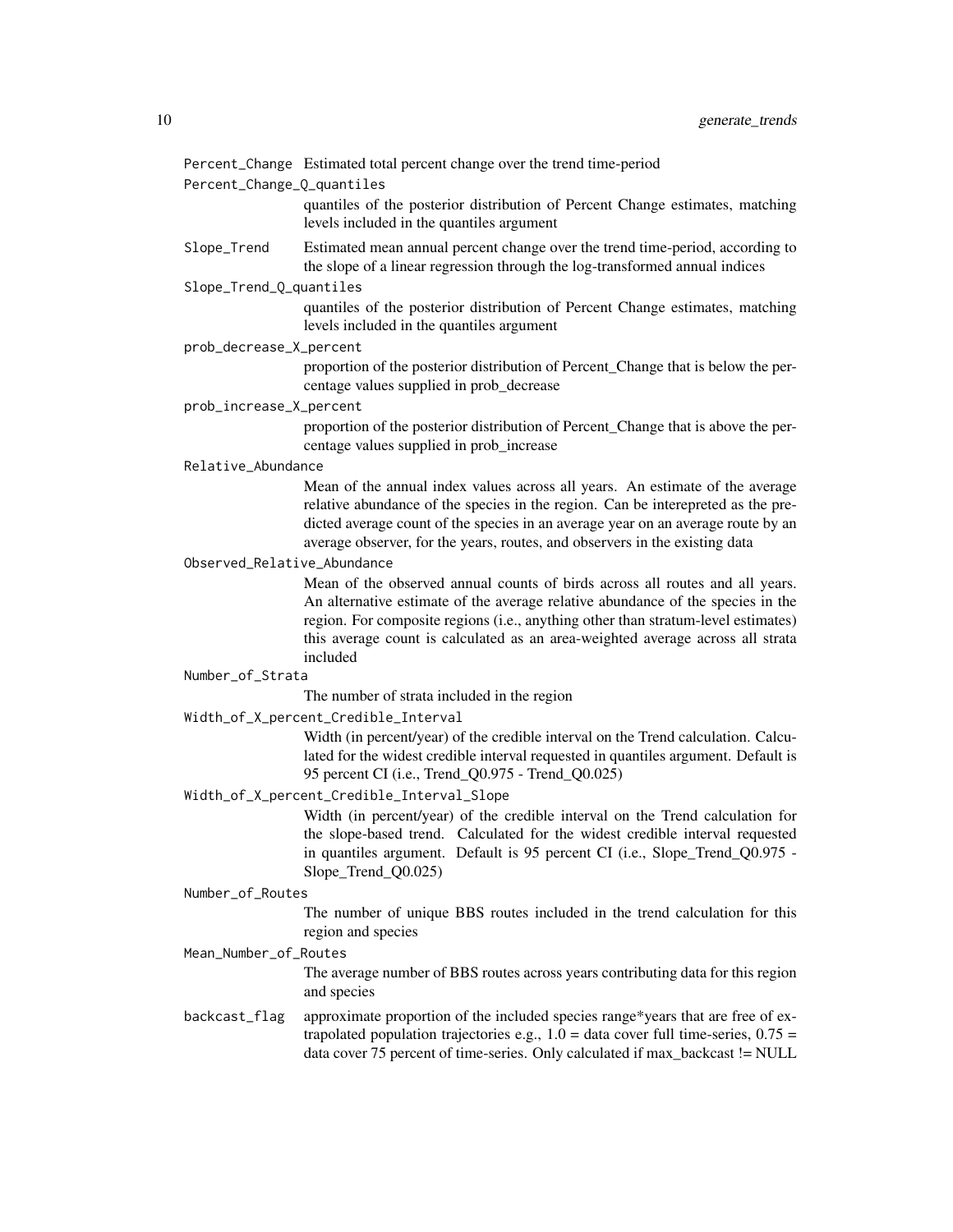`Percent_Change` Estimated total percent change over the trend time-period

`Percent_Change_Q_quantiles`
: quantiles of the posterior distribution of Percent Change estimates, matching levels included in the quantiles argument

`Slope_Trend` Estimated mean annual percent change over the trend time-period, according to the slope of a linear regression through the log-transformed annual indices

`Slope_Trend_Q_quantiles`
: quantiles of the posterior distribution of Percent Change estimates, matching levels included in the quantiles argument

`prob_decrease_X_percent`
: proportion of the posterior distribution of Percent_Change that is below the percentage values supplied in prob_decrease

`prob_increase_X_percent`
: proportion of the posterior distribution of Percent_Change that is above the percentage values supplied in prob_increase

`Relative_Abundance`
: Mean of the annual index values across all years. An estimate of the average relative abundance of the species in the region. Can be interepreted as the predicted average count of the species in an average year on an average route by an average observer, for the years, routes, and observers in the existing data

`Observed_Relative_Abundance`
: Mean of the observed annual counts of birds across all routes and all years. An alternative estimate of the average relative abundance of the species in the region. For composite regions (i.e., anything other than stratum-level estimates) this average count is calculated as an area-weighted average across all strata included

`Number_of_Strata`
: The number of strata included in the region

`Width_of_X_percent_Credible_Interval`
: Width (in percent/year) of the credible interval on the Trend calculation. Calculated for the widest credible interval requested in quantiles argument. Default is 95 percent CI (i.e., Trend_Q0.975 - Trend_Q0.025)

`Width_of_X_percent_Credible_Interval_Slope`
: Width (in percent/year) of the credible interval on the Trend calculation for the slope-based trend. Calculated for the widest credible interval requested in quantiles argument. Default is 95 percent CI (i.e., Slope_Trend_Q0.975 - Slope_Trend_Q0.025)

`Number_of_Routes`
: The number of unique BBS routes included in the trend calculation for this region and species

`Mean_Number_of_Routes`
: The average number of BBS routes across years contributing data for this region and species

`backcast_flag` approximate proportion of the included species range*years that are free of extrapolated population trajectories e.g., 1.0 = data cover full time-series, 0.75 = data cover 75 percent of time-series. Only calculated if max_backcast != NULL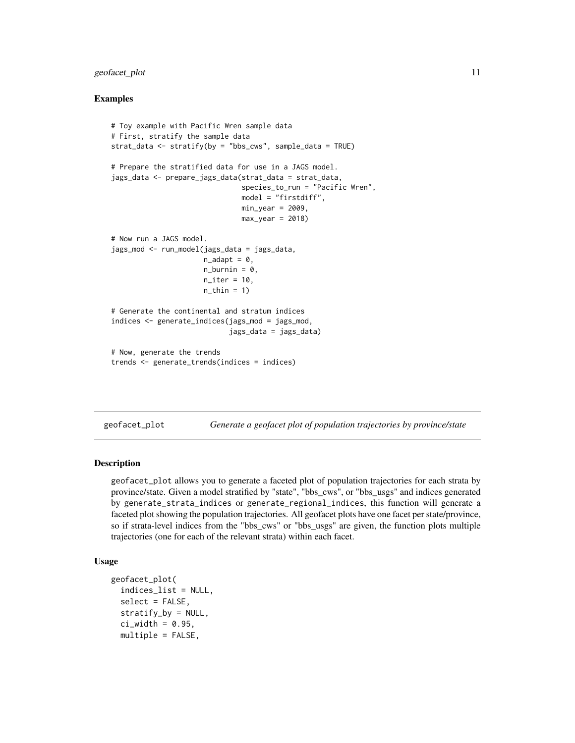### Examples

```
# Toy example with Pacific Wren sample data
# First, stratify the sample data
strat_data <- stratify(by = "bbs_cws", sample_data = TRUE)

# Prepare the stratified data for use in a JAGS model.
jags_data <- prepare_jags_data(strat_data = strat_data,
                               species_to_run = "Pacific Wren",
                               model = "firstdiff",
                               min_year = 2009,
                               max_year = 2018)

# Now run a JAGS model.
jags_mod <- run_model(jags_data = jags_data,
                      n_adapt = 0,
                      n_burnin = 0,
                      n_iter = 10,
                      n_thin = 1)

# Generate the continental and stratum indices
indices <- generate_indices(jags_mod = jags_mod,
                            jags_data = jags_data)

# Now, generate the trends
trends <- generate_trends(indices = indices)
```

## geofacet_plot — *Generate a geofacet plot of population trajectories by province/state*

### Description

`geofacet_plot` allows you to generate a faceted plot of population trajectories for each strata by province/state. Given a model stratified by "state", "bbs_cws", or "bbs_usgs" and indices generated by `generate_strata_indices` or `generate_regional_indices`, this function will generate a faceted plot showing the population trajectories. All geofacet plots have one facet per state/province, so if strata-level indices from the "bbs_cws" or "bbs_usgs" are given, the function plots multiple trajectories (one for each of the relevant strata) within each facet.

### Usage

```
geofacet_plot(
  indices_list = NULL,
  select = FALSE,
  stratify_by = NULL,
  ci_width = 0.95,
  multiple = FALSE,
```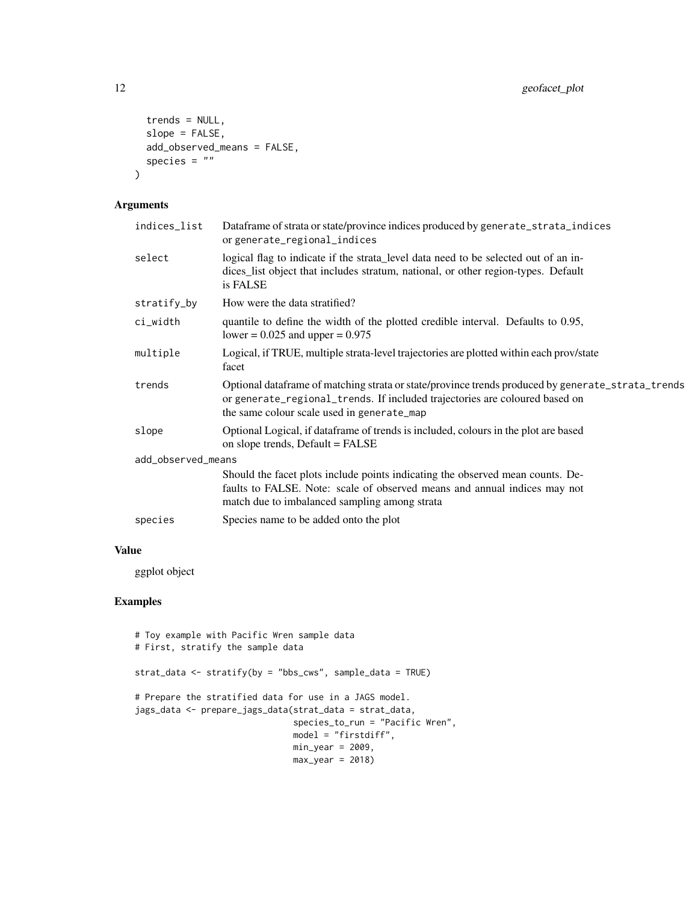```
  trends = NULL,
  slope = FALSE,
  add_observed_means = FALSE,
  species = ""
)
```

## Arguments

| | |
|---|---|
| indices_list | Dataframe of strata or state/province indices produced by generate_strata_indices or generate_regional_indices |
| select | logical flag to indicate if the strata_level data need to be selected out of an indices_list object that includes stratum, national, or other region-types. Default is FALSE |
| stratify_by | How were the data stratified? |
| ci_width | quantile to define the width of the plotted credible interval. Defaults to 0.95, lower = 0.025 and upper = 0.975 |
| multiple | Logical, if TRUE, multiple strata-level trajectories are plotted within each prov/state facet |
| trends | Optional dataframe of matching strata or state/province trends produced by generate_strata_trends or generate_regional_trends. If included trajectories are coloured based on the same colour scale used in generate_map |
| slope | Optional Logical, if dataframe of trends is included, colours in the plot are based on slope trends, Default = FALSE |
| add_observed_means | Should the facet plots include points indicating the observed mean counts. Defaults to FALSE. Note: scale of observed means and annual indices may not match due to imbalanced sampling among strata |
| species | Species name to be added onto the plot |

## Value

ggplot object

## Examples

```
# Toy example with Pacific Wren sample data
# First, stratify the sample data

strat_data <- stratify(by = "bbs_cws", sample_data = TRUE)

# Prepare the stratified data for use in a JAGS model.
jags_data <- prepare_jags_data(strat_data = strat_data,
                               species_to_run = "Pacific Wren",
                               model = "firstdiff",
                               min_year = 2009,
                               max_year = 2018)
```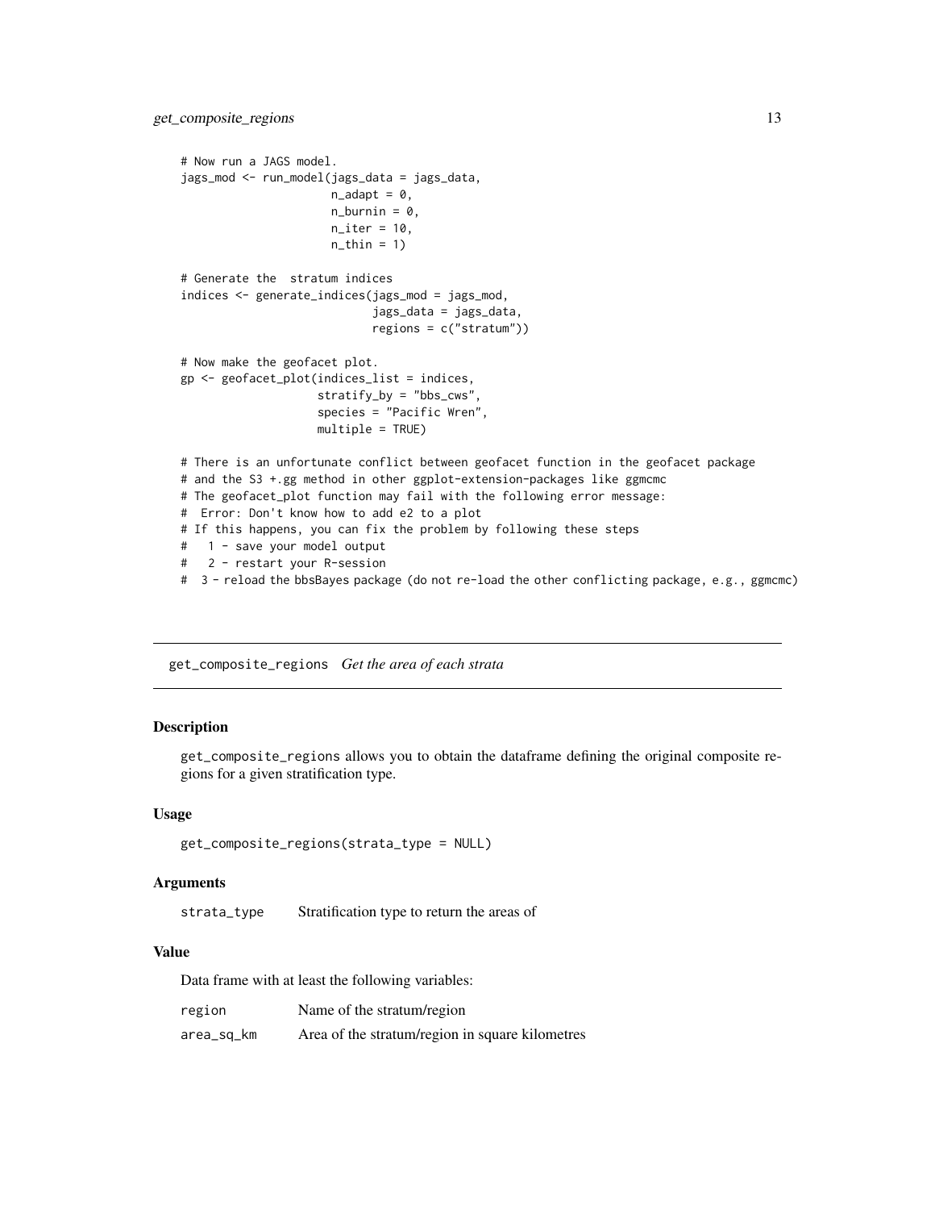```
# Now run a JAGS model.
jags_mod <- run_model(jags_data = jags_data,
                      n_adapt = 0,
                      n_burnin = 0,
                      n_iter = 10,
                      n_thin = 1)

# Generate the  stratum indices
indices <- generate_indices(jags_mod = jags_mod,
                            jags_data = jags_data,
                            regions = c("stratum"))

# Now make the geofacet plot.
gp <- geofacet_plot(indices_list = indices,
                    stratify_by = "bbs_cws",
                    species = "Pacific Wren",
                    multiple = TRUE)

# There is an unfortunate conflict between geofacet function in the geofacet package
# and the S3 +.gg method in other ggplot-extension-packages like ggmcmc
# The geofacet_plot function may fail with the following error message:
#  Error: Don't know how to add e2 to a plot
# If this happens, you can fix the problem by following these steps
#   1 - save your model output
#   2 - restart your R-session
#  3 - reload the bbsBayes package (do not re-load the other conflicting package, e.g., ggmcmc)
```

---

## get_composite_regions *Get the area of each strata*

### Description

get_composite_regions allows you to obtain the dataframe defining the original composite regions for a given stratification type.

### Usage

```
get_composite_regions(strata_type = NULL)
```

### Arguments

| | |
|---|---|
| strata_type | Stratification type to return the areas of |

### Value

Data frame with at least the following variables:

| | |
|---|---|
| region | Name of the stratum/region |
| area_sq_km | Area of the stratum/region in square kilometres |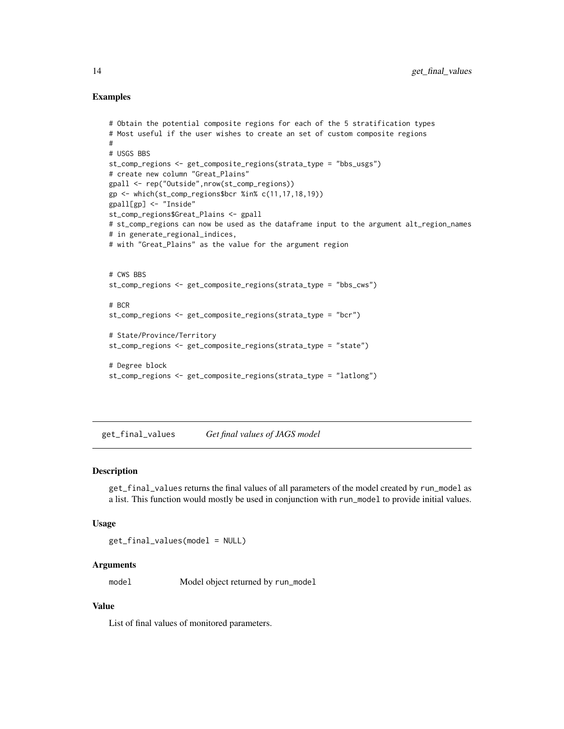### Examples

```
# Obtain the potential composite regions for each of the 5 stratification types
# Most useful if the user wishes to create an set of custom composite regions
#
# USGS BBS
st_comp_regions <- get_composite_regions(strata_type = "bbs_usgs")
# create new column "Great_Plains"
gpall <- rep("Outside",nrow(st_comp_regions))
gp <- which(st_comp_regions$bcr %in% c(11,17,18,19))
gpall[gp] <- "Inside"
st_comp_regions$Great_Plains <- gpall
# st_comp_regions can now be used as the dataframe input to the argument alt_region_names
# in generate_regional_indices,
# with "Great_Plains" as the value for the argument region


# CWS BBS
st_comp_regions <- get_composite_regions(strata_type = "bbs_cws")

# BCR
st_comp_regions <- get_composite_regions(strata_type = "bcr")

# State/Province/Territory
st_comp_regions <- get_composite_regions(strata_type = "state")

# Degree block
st_comp_regions <- get_composite_regions(strata_type = "latlong")
```

---

## get_final_values    *Get final values of JAGS model*

### Description

get_final_values returns the final values of all parameters of the model created by run_model as a list. This function would mostly be used in conjunction with run_model to provide initial values.

### Usage

```
get_final_values(model = NULL)
```

### Arguments

| | |
|---|---|
| model | Model object returned by run_model |

### Value

List of final values of monitored parameters.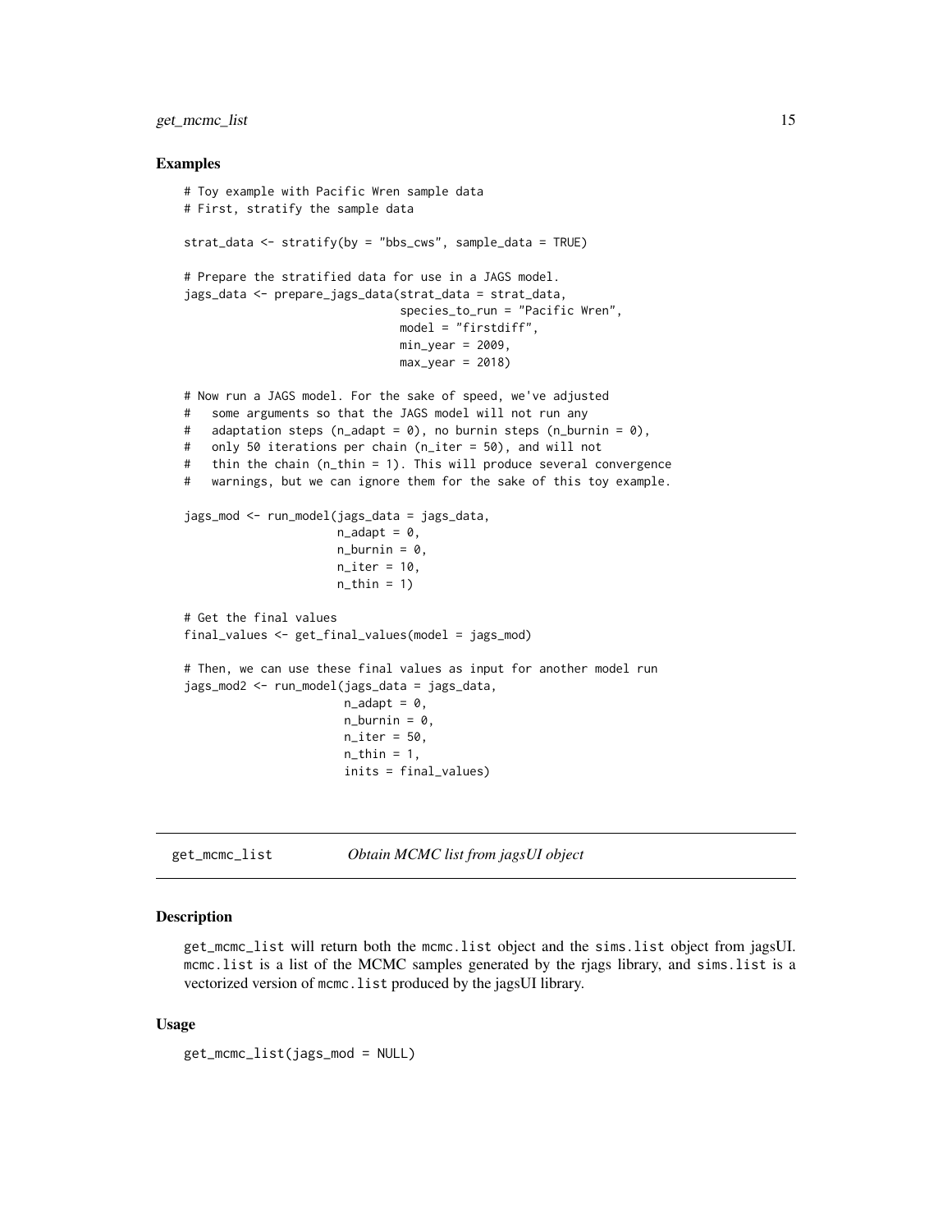### Examples

```
# Toy example with Pacific Wren sample data
# First, stratify the sample data

strat_data <- stratify(by = "bbs_cws", sample_data = TRUE)

# Prepare the stratified data for use in a JAGS model.
jags_data <- prepare_jags_data(strat_data = strat_data,
                               species_to_run = "Pacific Wren",
                               model = "firstdiff",
                               min_year = 2009,
                               max_year = 2018)

# Now run a JAGS model. For the sake of speed, we've adjusted
#   some arguments so that the JAGS model will not run any
#   adaptation steps (n_adapt = 0), no burnin steps (n_burnin = 0),
#   only 50 iterations per chain (n_iter = 50), and will not
#   thin the chain (n_thin = 1). This will produce several convergence
#   warnings, but we can ignore them for the sake of this toy example.

jags_mod <- run_model(jags_data = jags_data,
                      n_adapt = 0,
                      n_burnin = 0,
                      n_iter = 10,
                      n_thin = 1)

# Get the final values
final_values <- get_final_values(model = jags_mod)

# Then, we can use these final values as input for another model run
jags_mod2 <- run_model(jags_data = jags_data,
                       n_adapt = 0,
                       n_burnin = 0,
                       n_iter = 50,
                       n_thin = 1,
                       inits = final_values)
```

## get_mcmc_list — *Obtain MCMC list from jagsUI object*

### Description

get_mcmc_list will return both the mcmc.list object and the sims.list object from jagsUI. mcmc.list is a list of the MCMC samples generated by the rjags library, and sims.list is a vectorized version of mcmc.list produced by the jagsUI library.

### Usage

```
get_mcmc_list(jags_mod = NULL)
```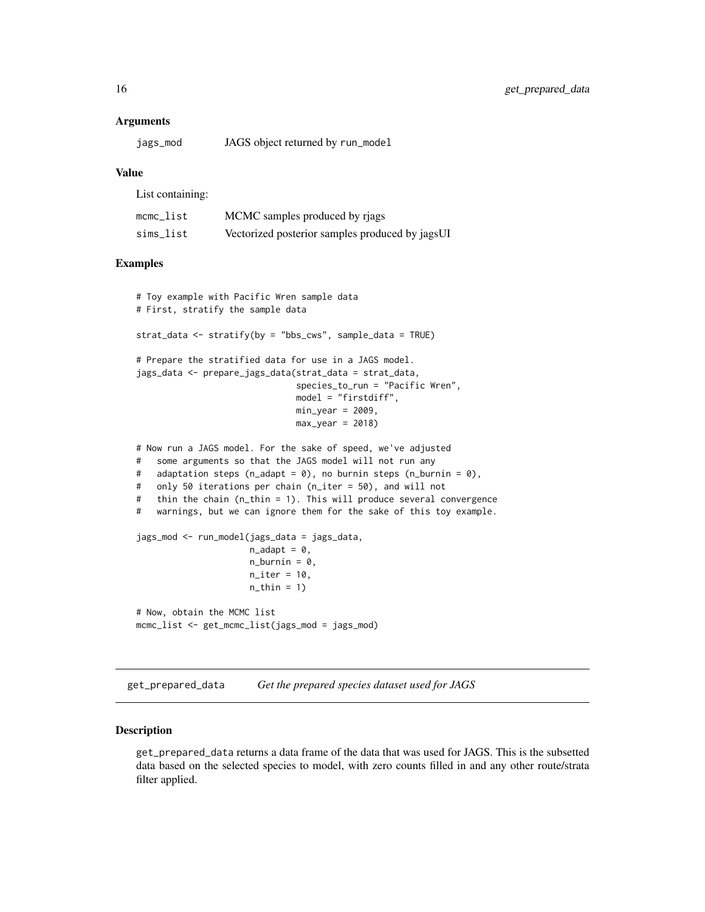### Arguments

| | |
|---|---|
| `jags_mod` | JAGS object returned by `run_model` |

### Value

List containing:

| | |
|---|---|
| `mcmc_list` | MCMC samples produced by rjags |
| `sims_list` | Vectorized posterior samples produced by jagsUI |

### Examples

```
# Toy example with Pacific Wren sample data
# First, stratify the sample data

strat_data <- stratify(by = "bbs_cws", sample_data = TRUE)

# Prepare the stratified data for use in a JAGS model.
jags_data <- prepare_jags_data(strat_data = strat_data,
                               species_to_run = "Pacific Wren",
                               model = "firstdiff",
                               min_year = 2009,
                               max_year = 2018)

# Now run a JAGS model. For the sake of speed, we've adjusted
#   some arguments so that the JAGS model will not run any
#   adaptation steps (n_adapt = 0), no burnin steps (n_burnin = 0),
#   only 50 iterations per chain (n_iter = 50), and will not
#   thin the chain (n_thin = 1). This will produce several convergence
#   warnings, but we can ignore them for the sake of this toy example.

jags_mod <- run_model(jags_data = jags_data,
                      n_adapt = 0,
                      n_burnin = 0,
                      n_iter = 10,
                      n_thin = 1)

# Now, obtain the MCMC list
mcmc_list <- get_mcmc_list(jags_mod = jags_mod)
```

---

## `get_prepared_data` *Get the prepared species dataset used for JAGS*

---

### Description

`get_prepared_data` returns a data frame of the data that was used for JAGS. This is the subsetted data based on the selected species to model, with zero counts filled in and any other route/strata filter applied.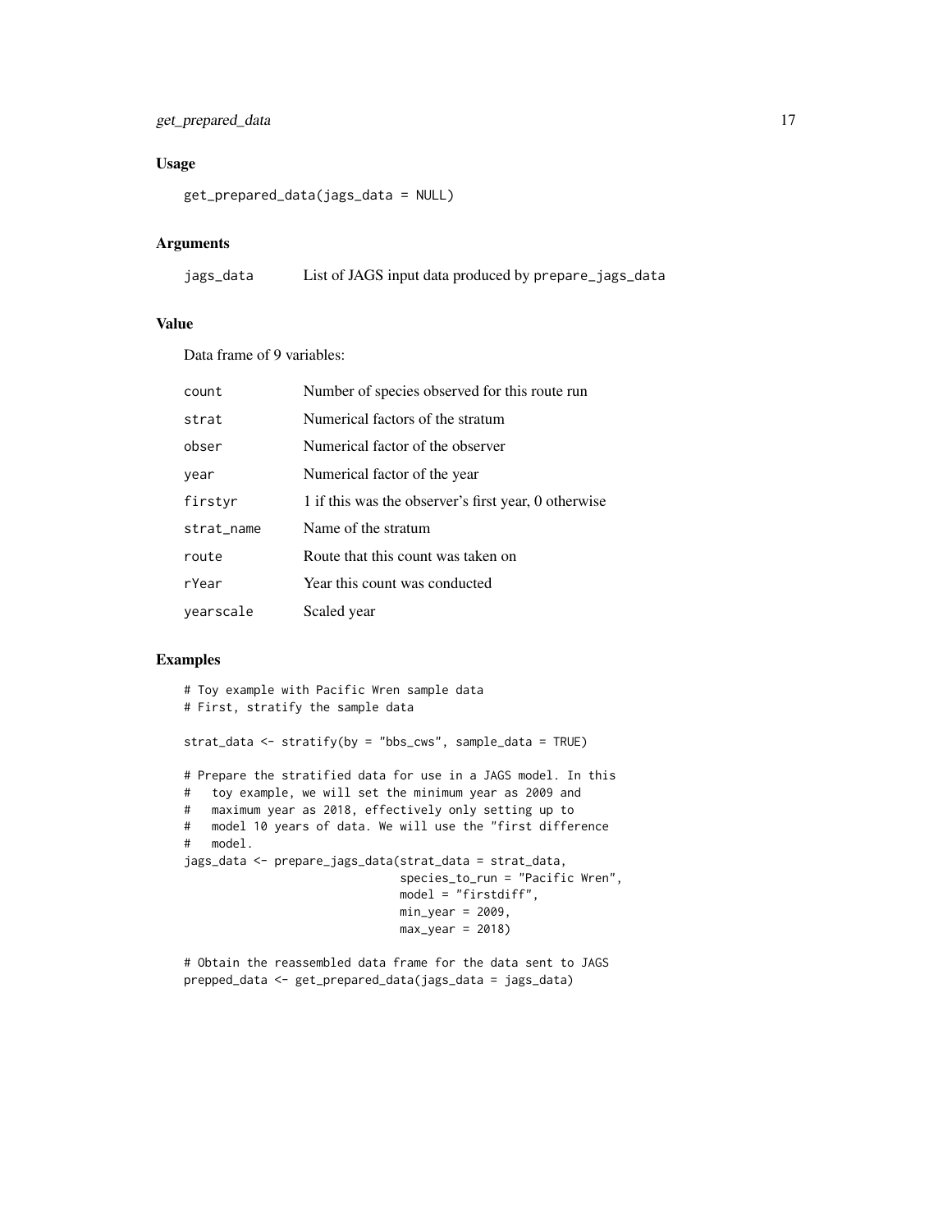## Usage

```
get_prepared_data(jags_data = NULL)
```

## Arguments

| | |
|---|---|
| jags_data | List of JAGS input data produced by prepare_jags_data |

## Value

Data frame of 9 variables:

| | |
|---|---|
| count | Number of species observed for this route run |
| strat | Numerical factors of the stratum |
| obser | Numerical factor of the observer |
| year | Numerical factor of the year |
| firstyr | 1 if this was the observer's first year, 0 otherwise |
| strat_name | Name of the stratum |
| route | Route that this count was taken on |
| rYear | Year this count was conducted |
| yearscale | Scaled year |

## Examples

```
# Toy example with Pacific Wren sample data
# First, stratify the sample data

strat_data <- stratify(by = "bbs_cws", sample_data = TRUE)

# Prepare the stratified data for use in a JAGS model. In this
#   toy example, we will set the minimum year as 2009 and
#   maximum year as 2018, effectively only setting up to
#   model 10 years of data. We will use the "first difference
#   model.
jags_data <- prepare_jags_data(strat_data = strat_data,
                               species_to_run = "Pacific Wren",
                               model = "firstdiff",
                               min_year = 2009,
                               max_year = 2018)

# Obtain the reassembled data frame for the data sent to JAGS
prepped_data <- get_prepared_data(jags_data = jags_data)
```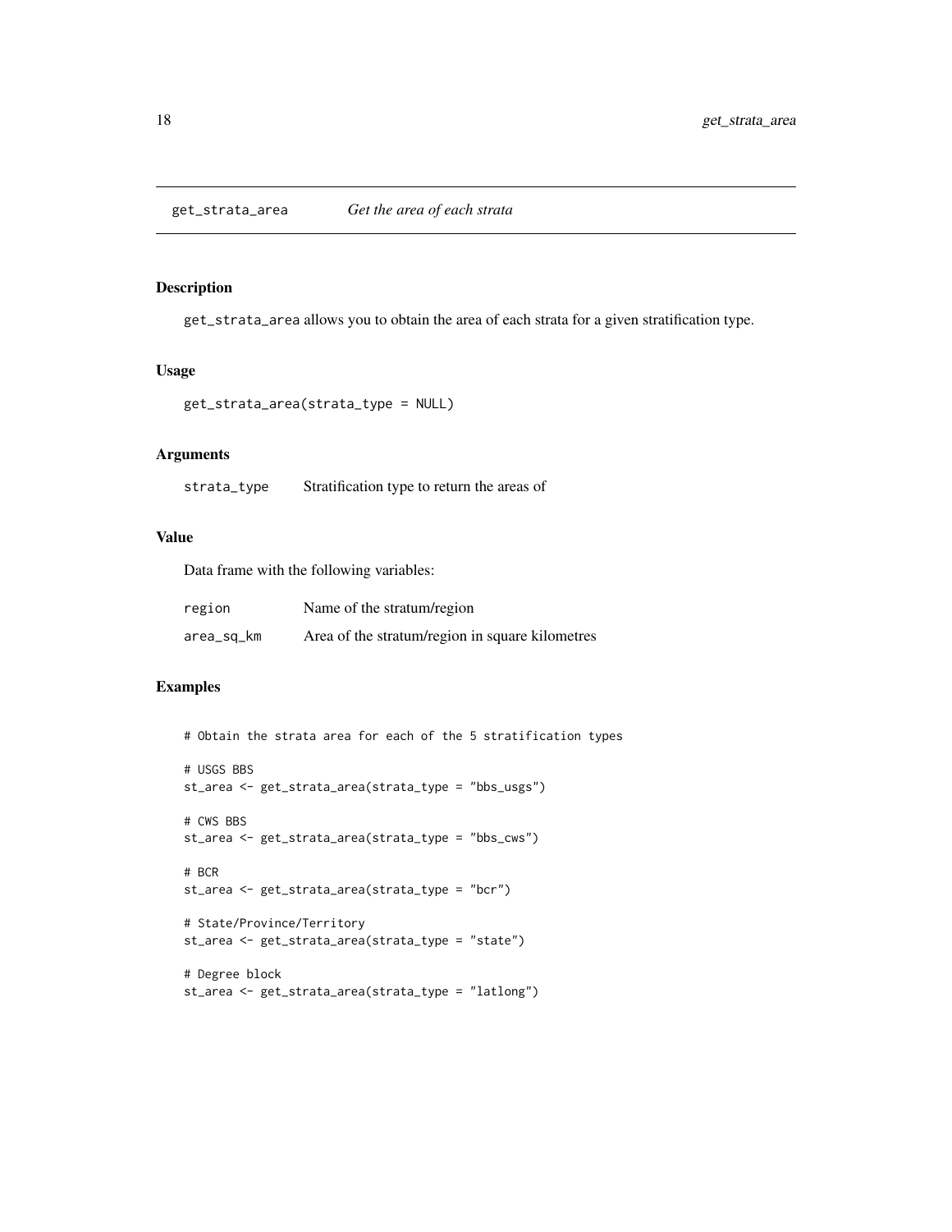# get_strata_area    *Get the area of each strata*

## Description

get_strata_area allows you to obtain the area of each strata for a given stratification type.

## Usage

```
get_strata_area(strata_type = NULL)
```

## Arguments

| | |
|---|---|
| strata_type | Stratification type to return the areas of |

## Value

Data frame with the following variables:

| | |
|---|---|
| region | Name of the stratum/region |
| area_sq_km | Area of the stratum/region in square kilometres |

## Examples

```
# Obtain the strata area for each of the 5 stratification types

# USGS BBS
st_area <- get_strata_area(strata_type = "bbs_usgs")

# CWS BBS
st_area <- get_strata_area(strata_type = "bbs_cws")

# BCR
st_area <- get_strata_area(strata_type = "bcr")

# State/Province/Territory
st_area <- get_strata_area(strata_type = "state")

# Degree block
st_area <- get_strata_area(strata_type = "latlong")
```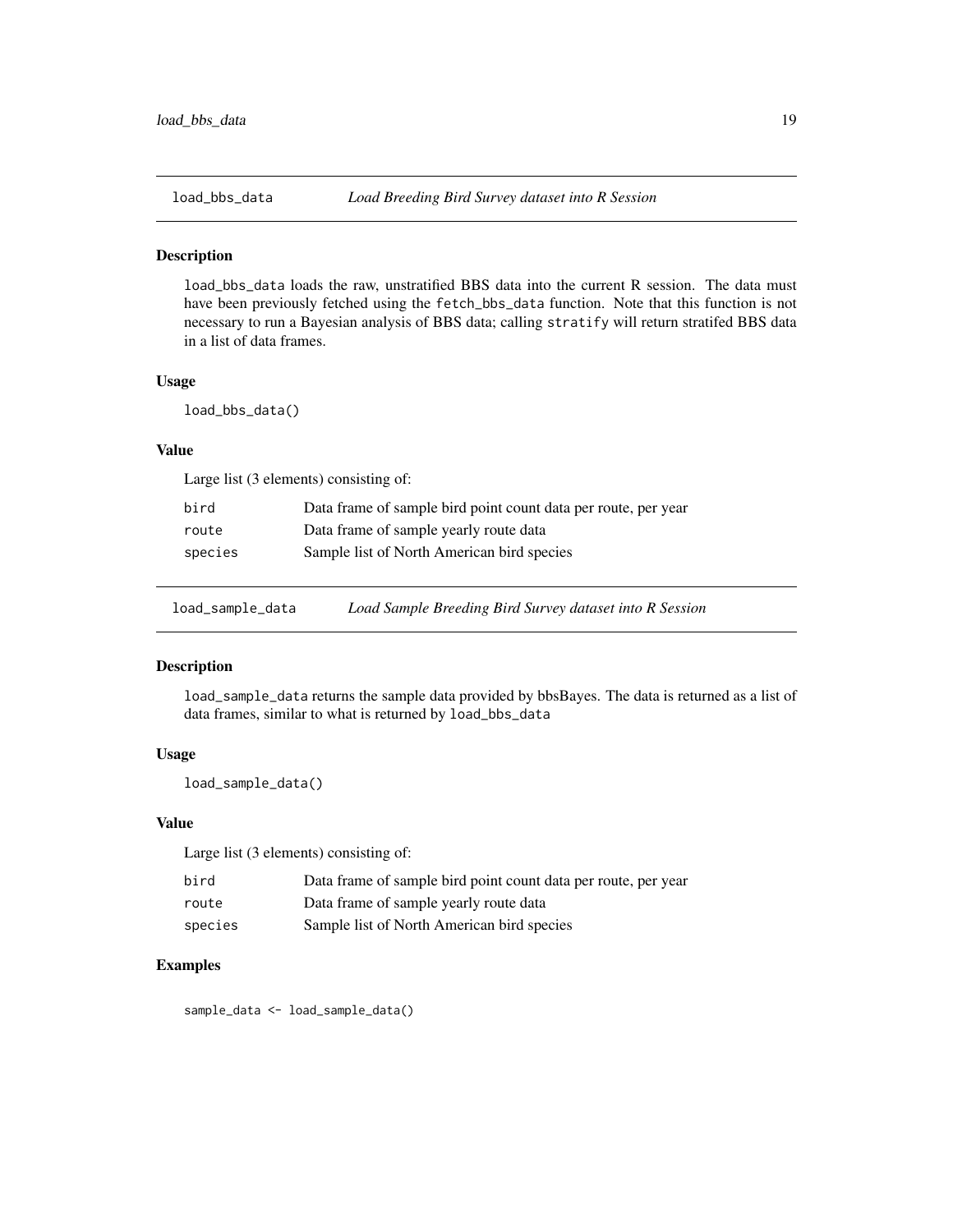## load_bbs_data *Load Breeding Bird Survey dataset into R Session*

### Description

load_bbs_data loads the raw, unstratified BBS data into the current R session. The data must have been previously fetched using the fetch_bbs_data function. Note that this function is not necessary to run a Bayesian analysis of BBS data; calling stratify will return stratifed BBS data in a list of data frames.

### Usage

```
load_bbs_data()
```

### Value

Large list (3 elements) consisting of:

| | |
|---|---|
| bird | Data frame of sample bird point count data per route, per year |
| route | Data frame of sample yearly route data |
| species | Sample list of North American bird species |

## load_sample_data *Load Sample Breeding Bird Survey dataset into R Session*

### Description

load_sample_data returns the sample data provided by bbsBayes. The data is returned as a list of data frames, similar to what is returned by load_bbs_data

### Usage

```
load_sample_data()
```

### Value

Large list (3 elements) consisting of:

| | |
|---|---|
| bird | Data frame of sample bird point count data per route, per year |
| route | Data frame of sample yearly route data |
| species | Sample list of North American bird species |

### Examples

```
sample_data <- load_sample_data()
```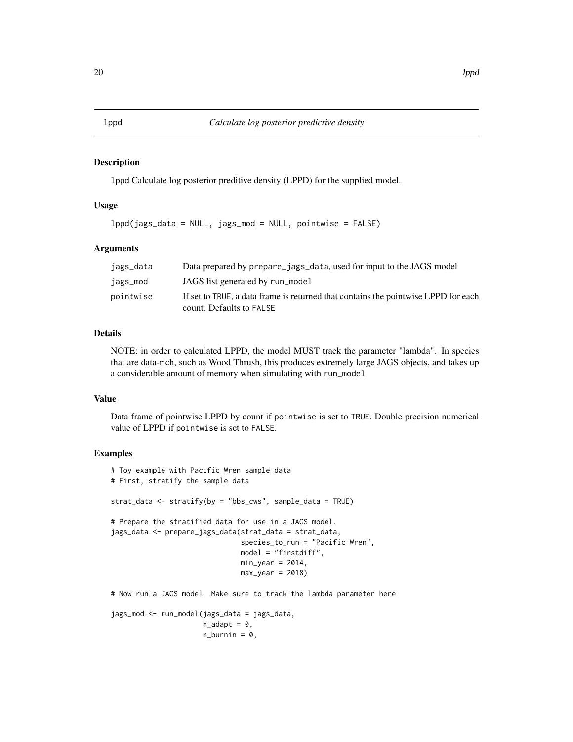## lppd — *Calculate log posterior predictive density*

### Description

lppd Calculate log posterior preditive density (LPPD) for the supplied model.

### Usage

```
lppd(jags_data = NULL, jags_mod = NULL, pointwise = FALSE)
```

### Arguments

| | |
|---|---|
| jags_data | Data prepared by prepare_jags_data, used for input to the JAGS model |
| jags_mod | JAGS list generated by run_model |
| pointwise | If set to TRUE, a data frame is returned that contains the pointwise LPPD for each count. Defaults to FALSE |

### Details

NOTE: in order to calculated LPPD, the model MUST track the parameter "lambda". In species that are data-rich, such as Wood Thrush, this produces extremely large JAGS objects, and takes up a considerable amount of memory when simulating with run_model

### Value

Data frame of pointwise LPPD by count if pointwise is set to TRUE. Double precision numerical value of LPPD if pointwise is set to FALSE.

### Examples

```
# Toy example with Pacific Wren sample data
# First, stratify the sample data

strat_data <- stratify(by = "bbs_cws", sample_data = TRUE)

# Prepare the stratified data for use in a JAGS model.
jags_data <- prepare_jags_data(strat_data = strat_data,
                               species_to_run = "Pacific Wren",
                               model = "firstdiff",
                               min_year = 2014,
                               max_year = 2018)

# Now run a JAGS model. Make sure to track the lambda parameter here

jags_mod <- run_model(jags_data = jags_data,
                      n_adapt = 0,
                      n_burnin = 0,
```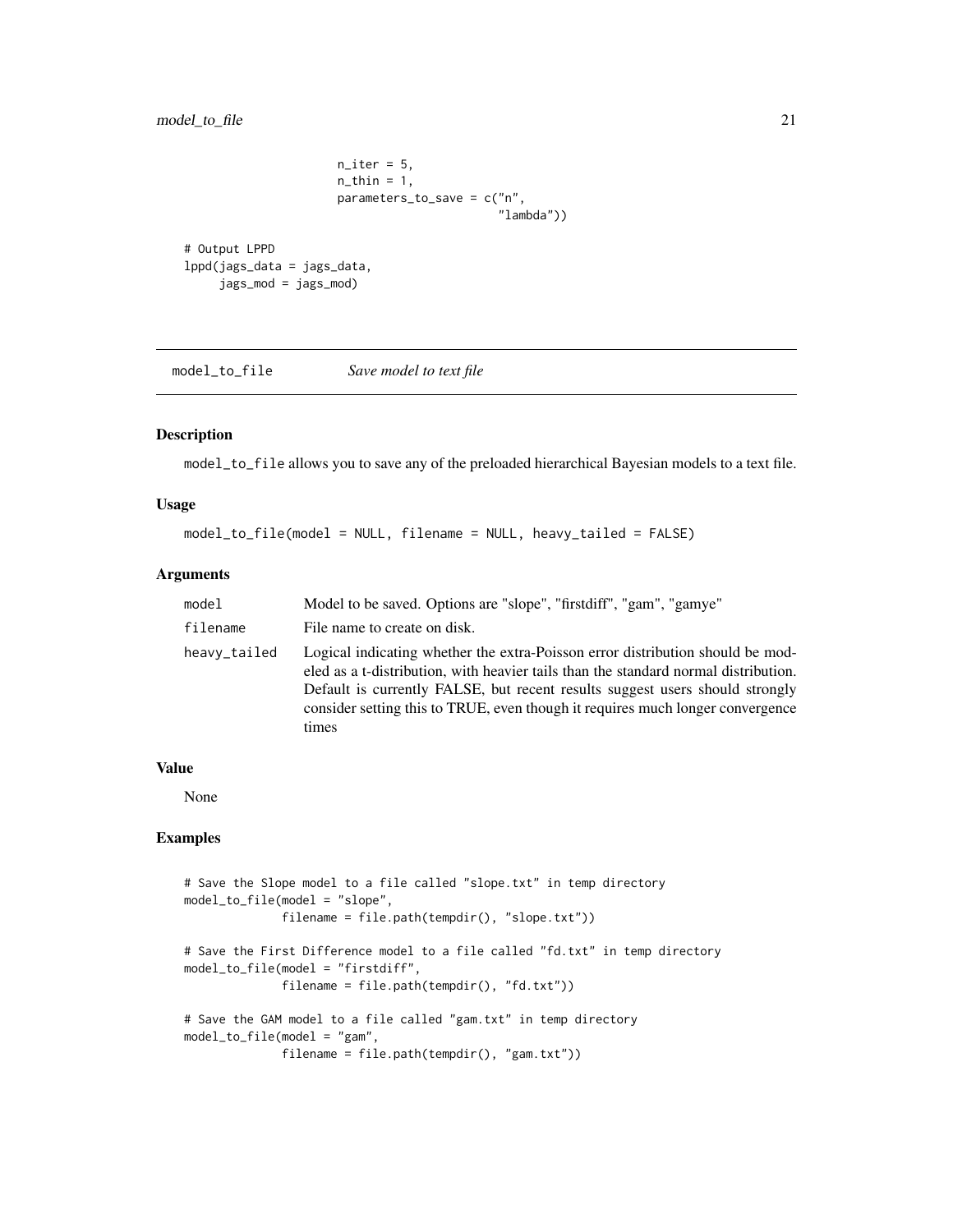```
                     n_iter = 5,
                     n_thin = 1,
                     parameters_to_save = c("n",
                                            "lambda"))

# Output LPPD
lppd(jags_data = jags_data,
     jags_mod = jags_mod)
```

## model_to_file — *Save model to text file*

### Description

model_to_file allows you to save any of the preloaded hierarchical Bayesian models to a text file.

### Usage

```
model_to_file(model = NULL, filename = NULL, heavy_tailed = FALSE)
```

### Arguments

| | |
|---|---|
| model | Model to be saved. Options are "slope", "firstdiff", "gam", "gamye" |
| filename | File name to create on disk. |
| heavy_tailed | Logical indicating whether the extra-Poisson error distribution should be modeled as a t-distribution, with heavier tails than the standard normal distribution. Default is currently FALSE, but recent results suggest users should strongly consider setting this to TRUE, even though it requires much longer convergence times |

### Value

None

### Examples

```
# Save the Slope model to a file called "slope.txt" in temp directory
model_to_file(model = "slope",
              filename = file.path(tempdir(), "slope.txt"))

# Save the First Difference model to a file called "fd.txt" in temp directory
model_to_file(model = "firstdiff",
              filename = file.path(tempdir(), "fd.txt"))

# Save the GAM model to a file called "gam.txt" in temp directory
model_to_file(model = "gam",
              filename = file.path(tempdir(), "gam.txt"))
```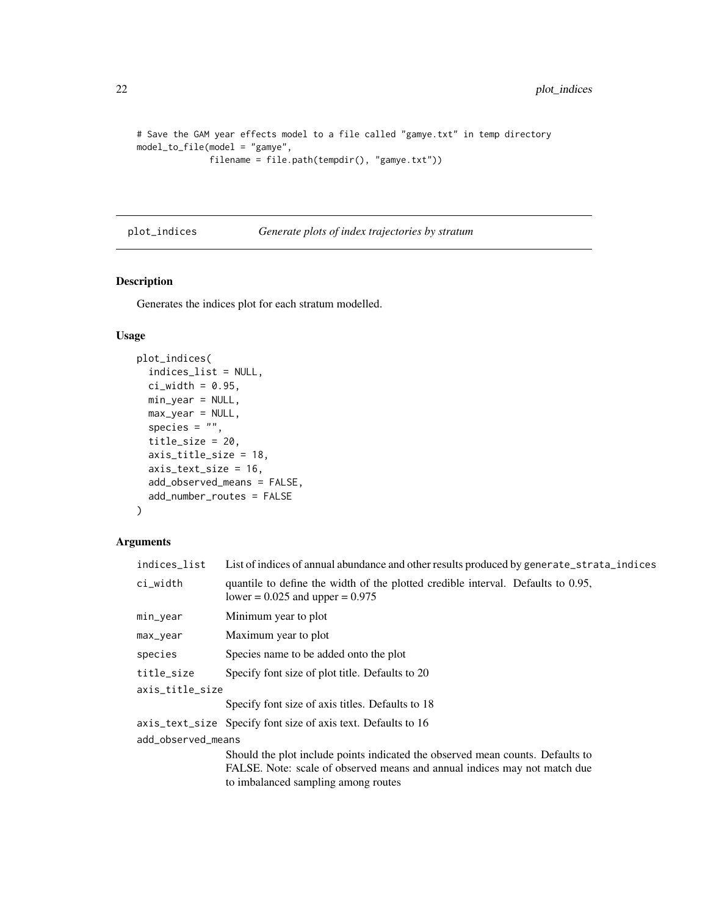```
# Save the GAM year effects model to a file called "gamye.txt" in temp directory
model_to_file(model = "gamye",
              filename = file.path(tempdir(), "gamye.txt"))
```

## plot_indices *Generate plots of index trajectories by stratum*

### Description

Generates the indices plot for each stratum modelled.

### Usage

```
plot_indices(
  indices_list = NULL,
  ci_width = 0.95,
  min_year = NULL,
  max_year = NULL,
  species = "",
  title_size = 20,
  axis_title_size = 18,
  axis_text_size = 16,
  add_observed_means = FALSE,
  add_number_routes = FALSE
)
```

### Arguments

| Argument | Description |
|---|---|
| `indices_list` | List of indices of annual abundance and other results produced by `generate_strata_indices` |
| `ci_width` | quantile to define the width of the plotted credible interval. Defaults to 0.95, lower = 0.025 and upper = 0.975 |
| `min_year` | Minimum year to plot |
| `max_year` | Maximum year to plot |
| `species` | Species name to be added onto the plot |
| `title_size` | Specify font size of plot title. Defaults to 20 |
| `axis_title_size` | Specify font size of axis titles. Defaults to 18 |
| `axis_text_size` | Specify font size of axis text. Defaults to 16 |
| `add_observed_means` | Should the plot include points indicated the observed mean counts. Defaults to FALSE. Note: scale of observed means and annual indices may not match due to imbalanced sampling among routes |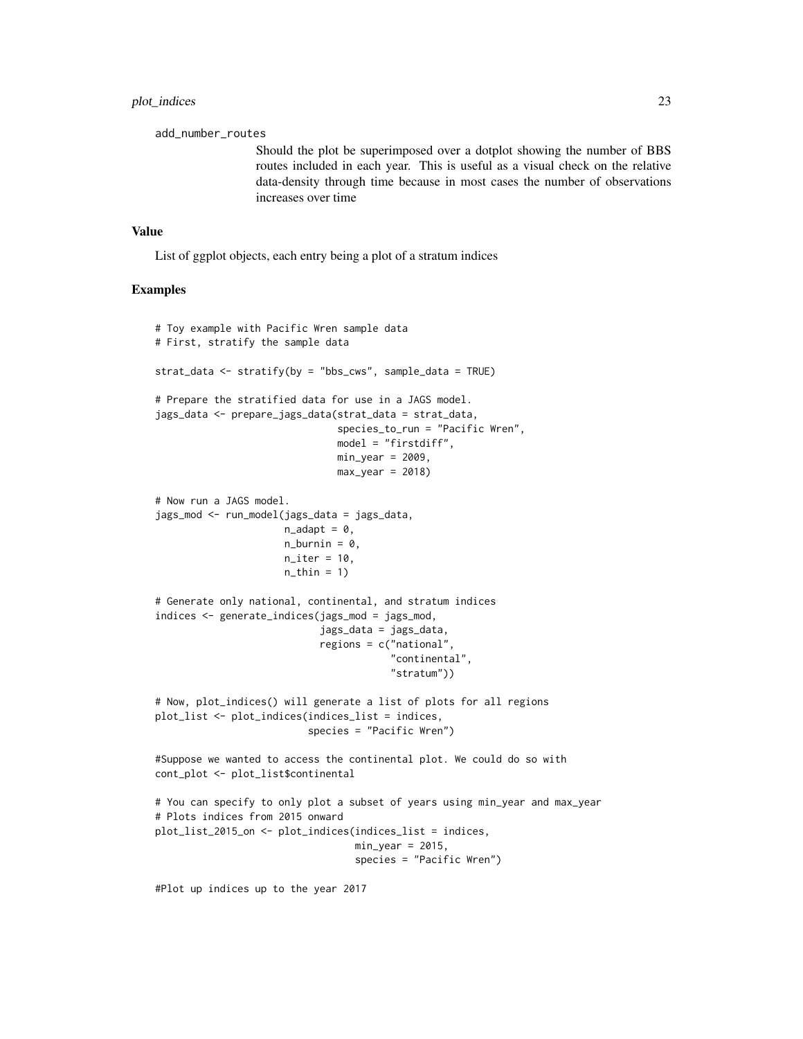add_number_routes

Should the plot be superimposed over a dotplot showing the number of BBS routes included in each year. This is useful as a visual check on the relative data-density through time because in most cases the number of observations increases over time

## Value

List of ggplot objects, each entry being a plot of a stratum indices

## Examples

```
# Toy example with Pacific Wren sample data
# First, stratify the sample data

strat_data <- stratify(by = "bbs_cws", sample_data = TRUE)

# Prepare the stratified data for use in a JAGS model.
jags_data <- prepare_jags_data(strat_data = strat_data,
                               species_to_run = "Pacific Wren",
                               model = "firstdiff",
                               min_year = 2009,
                               max_year = 2018)

# Now run a JAGS model.
jags_mod <- run_model(jags_data = jags_data,
                      n_adapt = 0,
                      n_burnin = 0,
                      n_iter = 10,
                      n_thin = 1)

# Generate only national, continental, and stratum indices
indices <- generate_indices(jags_mod = jags_mod,
                            jags_data = jags_data,
                            regions = c("national",
                                        "continental",
                                        "stratum"))

# Now, plot_indices() will generate a list of plots for all regions
plot_list <- plot_indices(indices_list = indices,
                          species = "Pacific Wren")

#Suppose we wanted to access the continental plot. We could do so with
cont_plot <- plot_list$continental

# You can specify to only plot a subset of years using min_year and max_year
# Plots indices from 2015 onward
plot_list_2015_on <- plot_indices(indices_list = indices,
                                  min_year = 2015,
                                  species = "Pacific Wren")

#Plot up indices up to the year 2017
```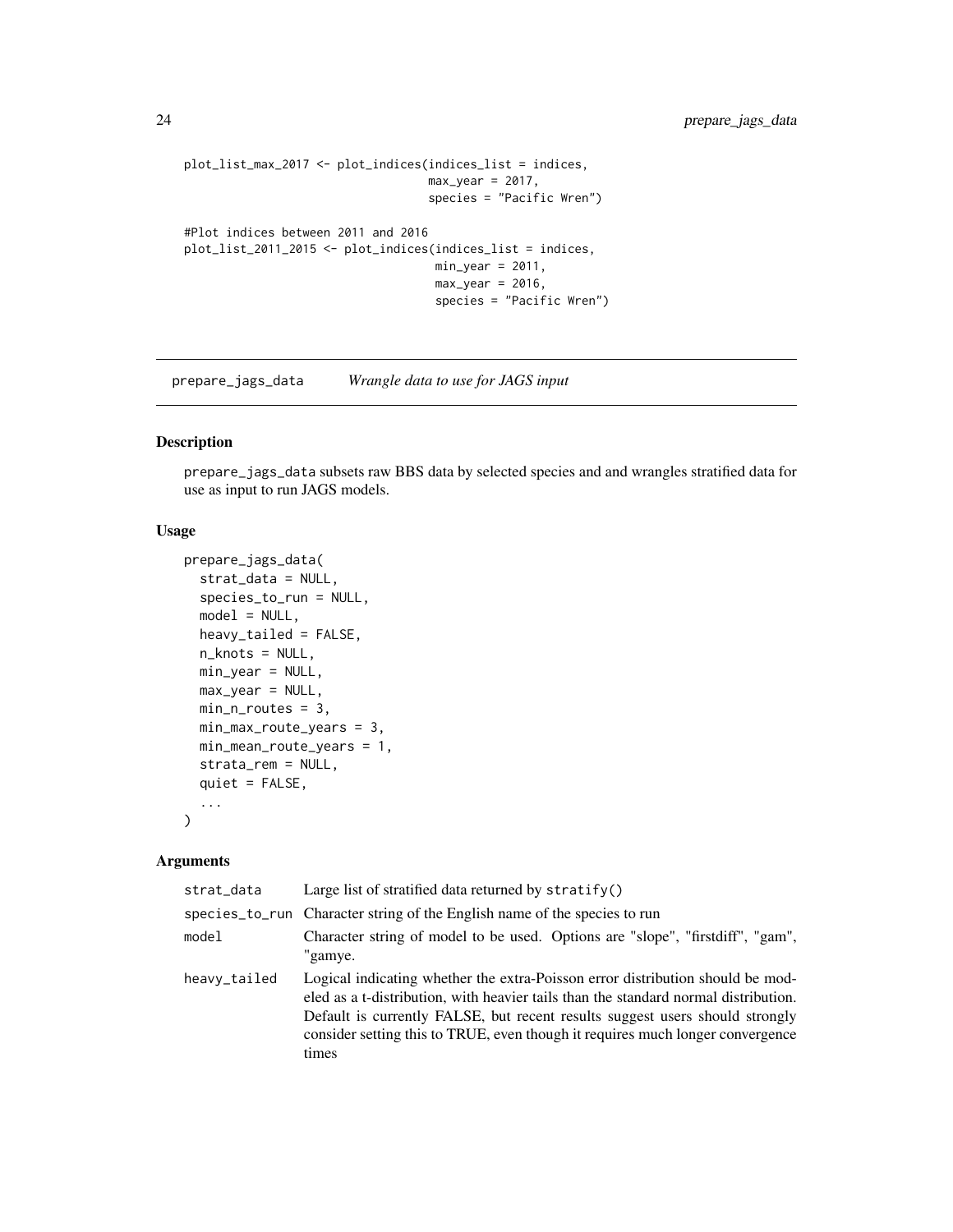```
plot_list_max_2017 <- plot_indices(indices_list = indices,
                                   max_year = 2017,
                                   species = "Pacific Wren")

#Plot indices between 2011 and 2016
plot_list_2011_2015 <- plot_indices(indices_list = indices,
                                    min_year = 2011,
                                    max_year = 2016,
                                    species = "Pacific Wren")
```

---

## prepare_jags_data — *Wrangle data to use for JAGS input*

---

### Description

prepare_jags_data subsets raw BBS data by selected species and and wrangles stratified data for use as input to run JAGS models.

### Usage

```
prepare_jags_data(
  strat_data = NULL,
  species_to_run = NULL,
  model = NULL,
  heavy_tailed = FALSE,
  n_knots = NULL,
  min_year = NULL,
  max_year = NULL,
  min_n_routes = 3,
  min_max_route_years = 3,
  min_mean_route_years = 1,
  strata_rem = NULL,
  quiet = FALSE,
  ...
)
```

### Arguments

| | |
|---|---|
| strat_data | Large list of stratified data returned by stratify() |
| species_to_run | Character string of the English name of the species to run |
| model | Character string of model to be used. Options are "slope", "firstdiff", "gam", "gamye. |
| heavy_tailed | Logical indicating whether the extra-Poisson error distribution should be modeled as a t-distribution, with heavier tails than the standard normal distribution. Default is currently FALSE, but recent results suggest users should strongly consider setting this to TRUE, even though it requires much longer convergence times |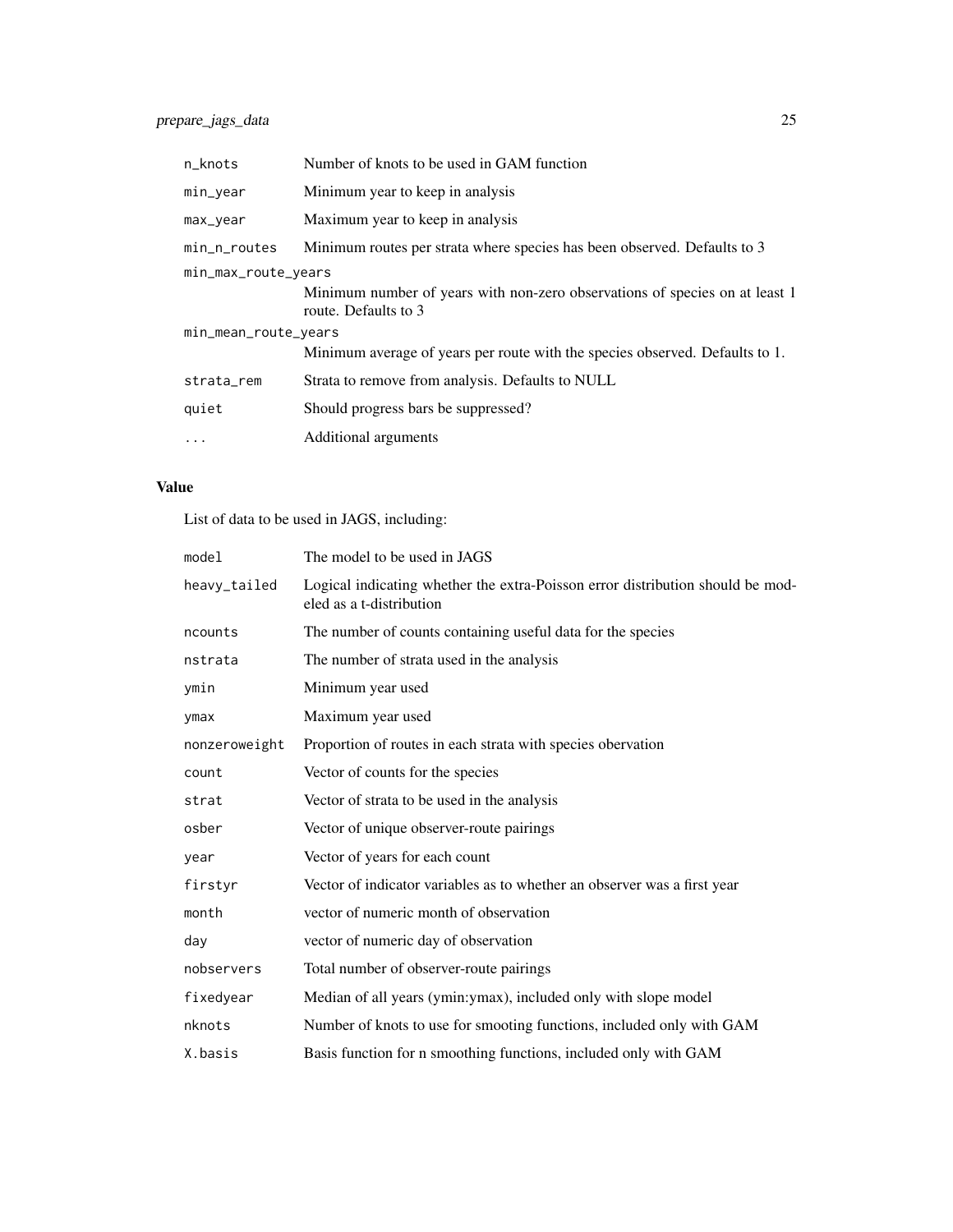| | |
|---|---|
| `n_knots` | Number of knots to be used in GAM function |
| `min_year` | Minimum year to keep in analysis |
| `max_year` | Maximum year to keep in analysis |
| `min_n_routes` | Minimum routes per strata where species has been observed. Defaults to 3 |
| `min_max_route_years` | Minimum number of years with non-zero observations of species on at least 1 route. Defaults to 3 |
| `min_mean_route_years` | Minimum average of years per route with the species observed. Defaults to 1. |
| `strata_rem` | Strata to remove from analysis. Defaults to NULL |
| `quiet` | Should progress bars be suppressed? |
| `...` | Additional arguments |

## Value

List of data to be used in JAGS, including:

| | |
|---|---|
| `model` | The model to be used in JAGS |
| `heavy_tailed` | Logical indicating whether the extra-Poisson error distribution should be modeled as a t-distribution |
| `ncounts` | The number of counts containing useful data for the species |
| `nstrata` | The number of strata used in the analysis |
| `ymin` | Minimum year used |
| `ymax` | Maximum year used |
| `nonzeroweight` | Proportion of routes in each strata with species obervation |
| `count` | Vector of counts for the species |
| `strat` | Vector of strata to be used in the analysis |
| `osber` | Vector of unique observer-route pairings |
| `year` | Vector of years for each count |
| `firstyr` | Vector of indicator variables as to whether an observer was a first year |
| `month` | vector of numeric month of observation |
| `day` | vector of numeric day of observation |
| `nobservers` | Total number of observer-route pairings |
| `fixedyear` | Median of all years (ymin:ymax), included only with slope model |
| `nknots` | Number of knots to use for smooting functions, included only with GAM |
| `X.basis` | Basis function for n smoothing functions, included only with GAM |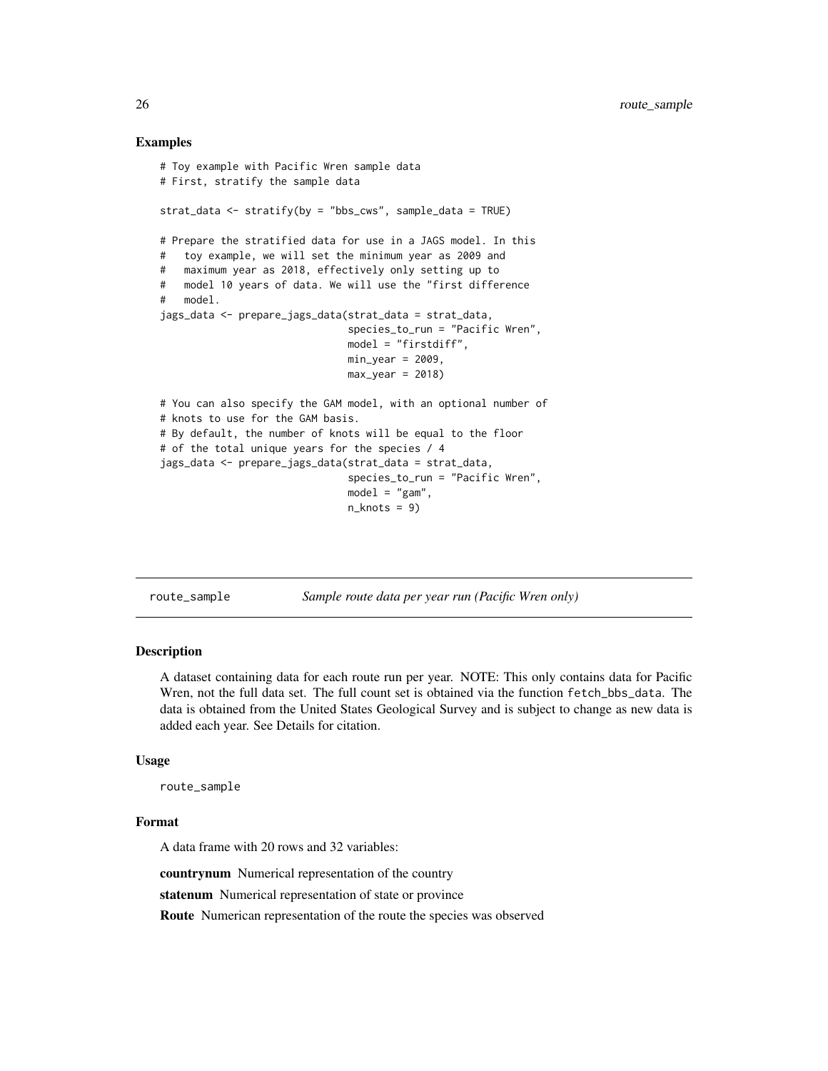### Examples

```
# Toy example with Pacific Wren sample data
# First, stratify the sample data

strat_data <- stratify(by = "bbs_cws", sample_data = TRUE)

# Prepare the stratified data for use in a JAGS model. In this
#   toy example, we will set the minimum year as 2009 and
#   maximum year as 2018, effectively only setting up to
#   model 10 years of data. We will use the "first difference
#   model.
jags_data <- prepare_jags_data(strat_data = strat_data,
                               species_to_run = "Pacific Wren",
                               model = "firstdiff",
                               min_year = 2009,
                               max_year = 2018)

# You can also specify the GAM model, with an optional number of
# knots to use for the GAM basis.
# By default, the number of knots will be equal to the floor
# of the total unique years for the species / 4
jags_data <- prepare_jags_data(strat_data = strat_data,
                               species_to_run = "Pacific Wren",
                               model = "gam",
                               n_knots = 9)
```

---

## route_sample *Sample route data per year run (Pacific Wren only)*

### Description

A dataset containing data for each route run per year. NOTE: This only contains data for Pacific Wren, not the full data set. The full count set is obtained via the function `fetch_bbs_data`. The data is obtained from the United States Geological Survey and is subject to change as new data is added each year. See Details for citation.

### Usage

```
route_sample
```

### Format

A data frame with 20 rows and 32 variables:

**countrynum** Numerical representation of the country

**statenum** Numerical representation of state or province

**Route** Numerican representation of the route the species was observed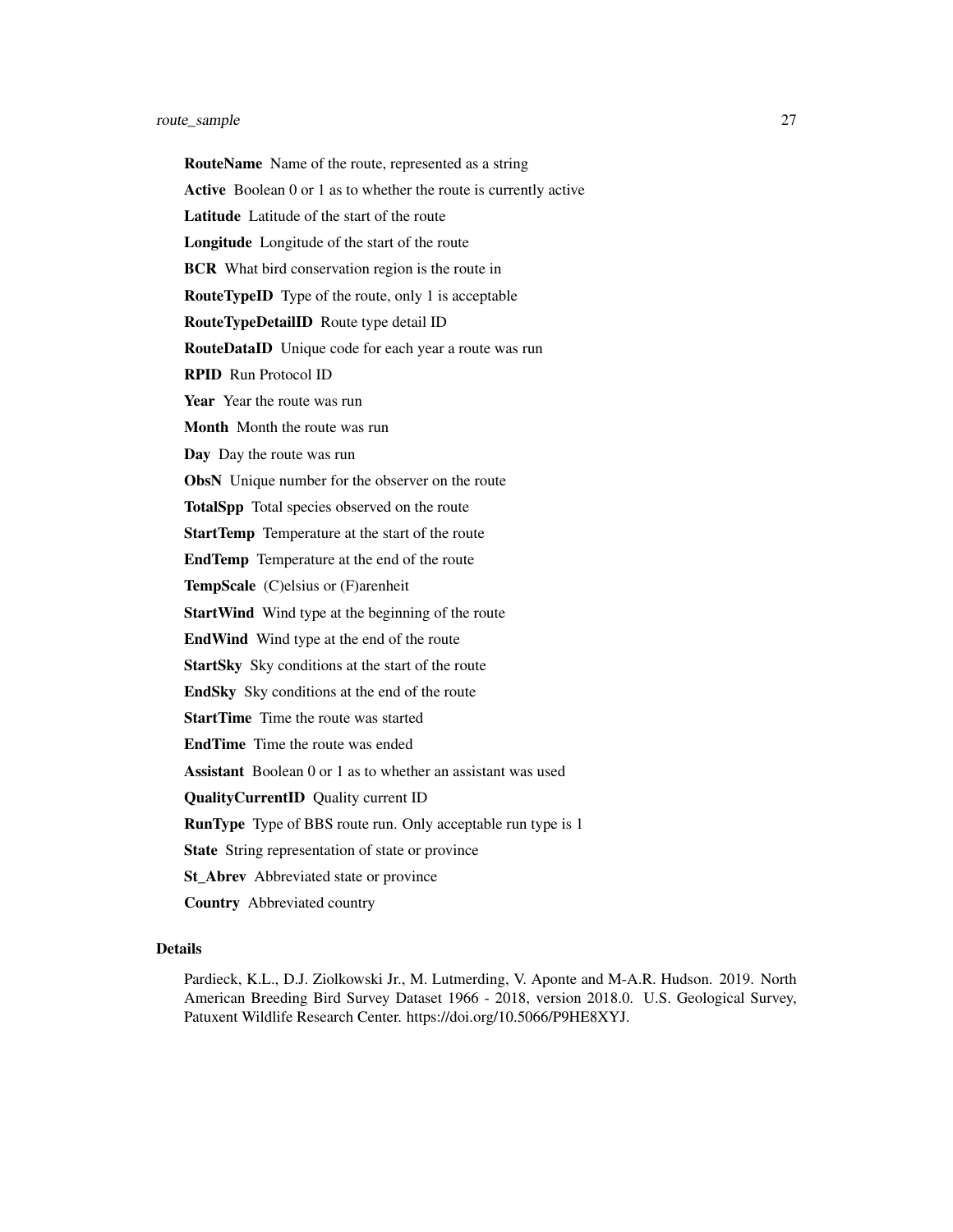**RouteName** Name of the route, represented as a string

**Active** Boolean 0 or 1 as to whether the route is currently active

**Latitude** Latitude of the start of the route

**Longitude** Longitude of the start of the route

**BCR** What bird conservation region is the route in

**RouteTypeID** Type of the route, only 1 is acceptable

**RouteTypeDetailID** Route type detail ID

**RouteDataID** Unique code for each year a route was run

**RPID** Run Protocol ID

**Year** Year the route was run

**Month** Month the route was run

**Day** Day the route was run

**ObsN** Unique number for the observer on the route

**TotalSpp** Total species observed on the route

**StartTemp** Temperature at the start of the route

**EndTemp** Temperature at the end of the route

**TempScale** (C)elsius or (F)arenheit

**StartWind** Wind type at the beginning of the route

**EndWind** Wind type at the end of the route

**StartSky** Sky conditions at the start of the route

**EndSky** Sky conditions at the end of the route

**StartTime** Time the route was started

**EndTime** Time the route was ended

**Assistant** Boolean 0 or 1 as to whether an assistant was used

**QualityCurrentID** Quality current ID

**RunType** Type of BBS route run. Only acceptable run type is 1

**State** String representation of state or province

**St_Abrev** Abbreviated state or province

**Country** Abbreviated country

### Details

Pardieck, K.L., D.J. Ziolkowski Jr., M. Lutmerding, V. Aponte and M-A.R. Hudson. 2019. North American Breeding Bird Survey Dataset 1966 - 2018, version 2018.0. U.S. Geological Survey, Patuxent Wildlife Research Center. https://doi.org/10.5066/P9HE8XYJ.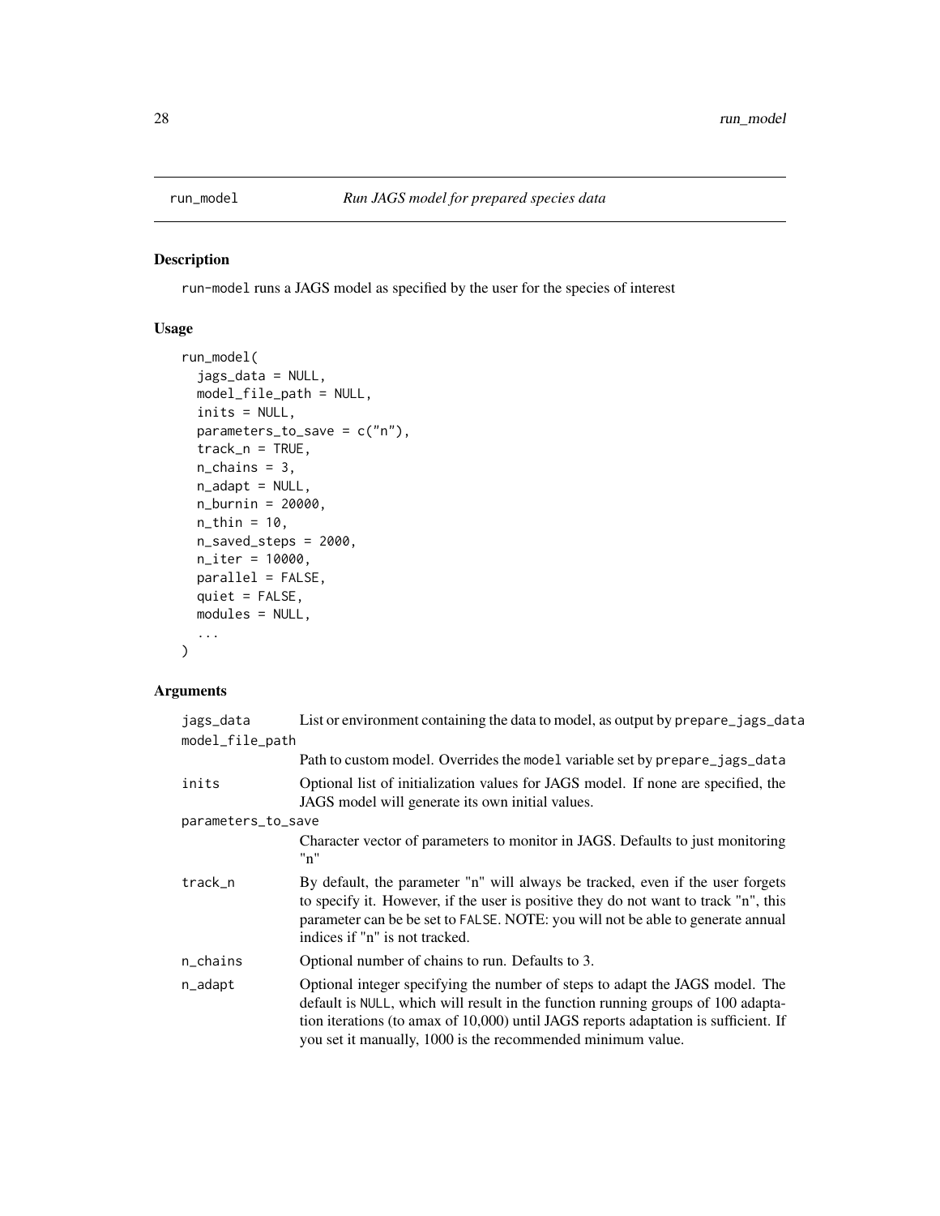# run_model — *Run JAGS model for prepared species data*

## Description

run-model runs a JAGS model as specified by the user for the species of interest

## Usage

```
run_model(
  jags_data = NULL,
  model_file_path = NULL,
  inits = NULL,
  parameters_to_save = c("n"),
  track_n = TRUE,
  n_chains = 3,
  n_adapt = NULL,
  n_burnin = 20000,
  n_thin = 10,
  n_saved_steps = 2000,
  n_iter = 10000,
  parallel = FALSE,
  quiet = FALSE,
  modules = NULL,
  ...
)
```

## Arguments

| | |
|---|---|
| jags_data | List or environment containing the data to model, as output by prepare_jags_data |
| model_file_path | Path to custom model. Overrides the model variable set by prepare_jags_data |
| inits | Optional list of initialization values for JAGS model. If none are specified, the JAGS model will generate its own initial values. |
| parameters_to_save | Character vector of parameters to monitor in JAGS. Defaults to just monitoring "n" |
| track_n | By default, the parameter "n" will always be tracked, even if the user forgets to specify it. However, if the user is positive they do not want to track "n", this parameter can be be set to FALSE. NOTE: you will not be able to generate annual indices if "n" is not tracked. |
| n_chains | Optional number of chains to run. Defaults to 3. |
| n_adapt | Optional integer specifying the number of steps to adapt the JAGS model. The default is NULL, which will result in the function running groups of 100 adaptation iterations (to amax of 10,000) until JAGS reports adaptation is sufficient. If you set it manually, 1000 is the recommended minimum value. |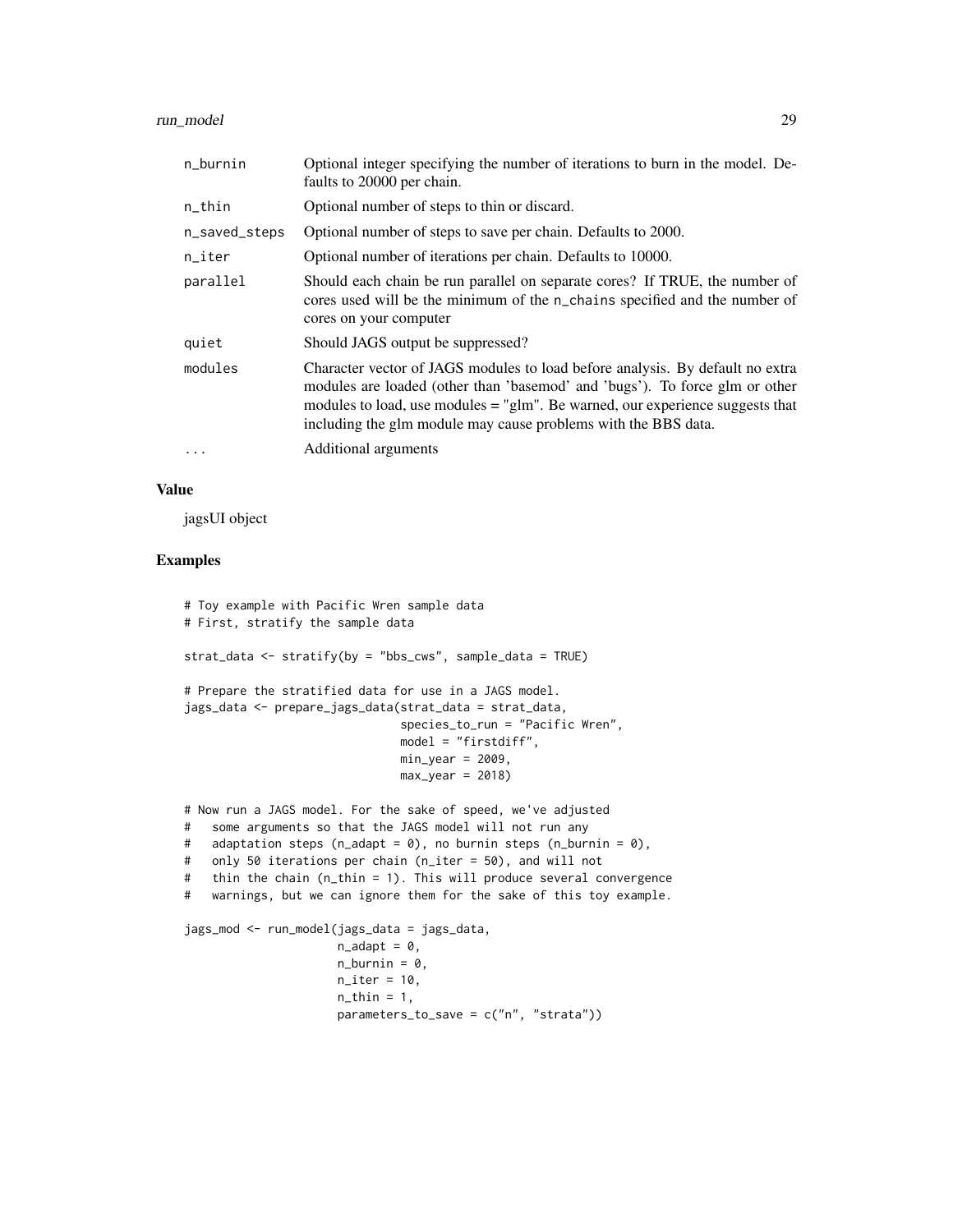| | |
|---|---|
| n_burnin | Optional integer specifying the number of iterations to burn in the model. Defaults to 20000 per chain. |
| n_thin | Optional number of steps to thin or discard. |
| n_saved_steps | Optional number of steps to save per chain. Defaults to 2000. |
| n_iter | Optional number of iterations per chain. Defaults to 10000. |
| parallel | Should each chain be run parallel on separate cores? If TRUE, the number of cores used will be the minimum of the n_chains specified and the number of cores on your computer |
| quiet | Should JAGS output be suppressed? |
| modules | Character vector of JAGS modules to load before analysis. By default no extra modules are loaded (other than 'basemod' and 'bugs'). To force glm or other modules to load, use modules = "glm". Be warned, our experience suggests that including the glm module may cause problems with the BBS data. |
| ... | Additional arguments |

## Value

jagsUI object

## Examples

```
# Toy example with Pacific Wren sample data
# First, stratify the sample data

strat_data <- stratify(by = "bbs_cws", sample_data = TRUE)

# Prepare the stratified data for use in a JAGS model.
jags_data <- prepare_jags_data(strat_data = strat_data,
                               species_to_run = "Pacific Wren",
                               model = "firstdiff",
                               min_year = 2009,
                               max_year = 2018)

# Now run a JAGS model. For the sake of speed, we've adjusted
#   some arguments so that the JAGS model will not run any
#   adaptation steps (n_adapt = 0), no burnin steps (n_burnin = 0),
#   only 50 iterations per chain (n_iter = 50), and will not
#   thin the chain (n_thin = 1). This will produce several convergence
#   warnings, but we can ignore them for the sake of this toy example.

jags_mod <- run_model(jags_data = jags_data,
                     n_adapt = 0,
                     n_burnin = 0,
                     n_iter = 10,
                     n_thin = 1,
                     parameters_to_save = c("n", "strata"))
```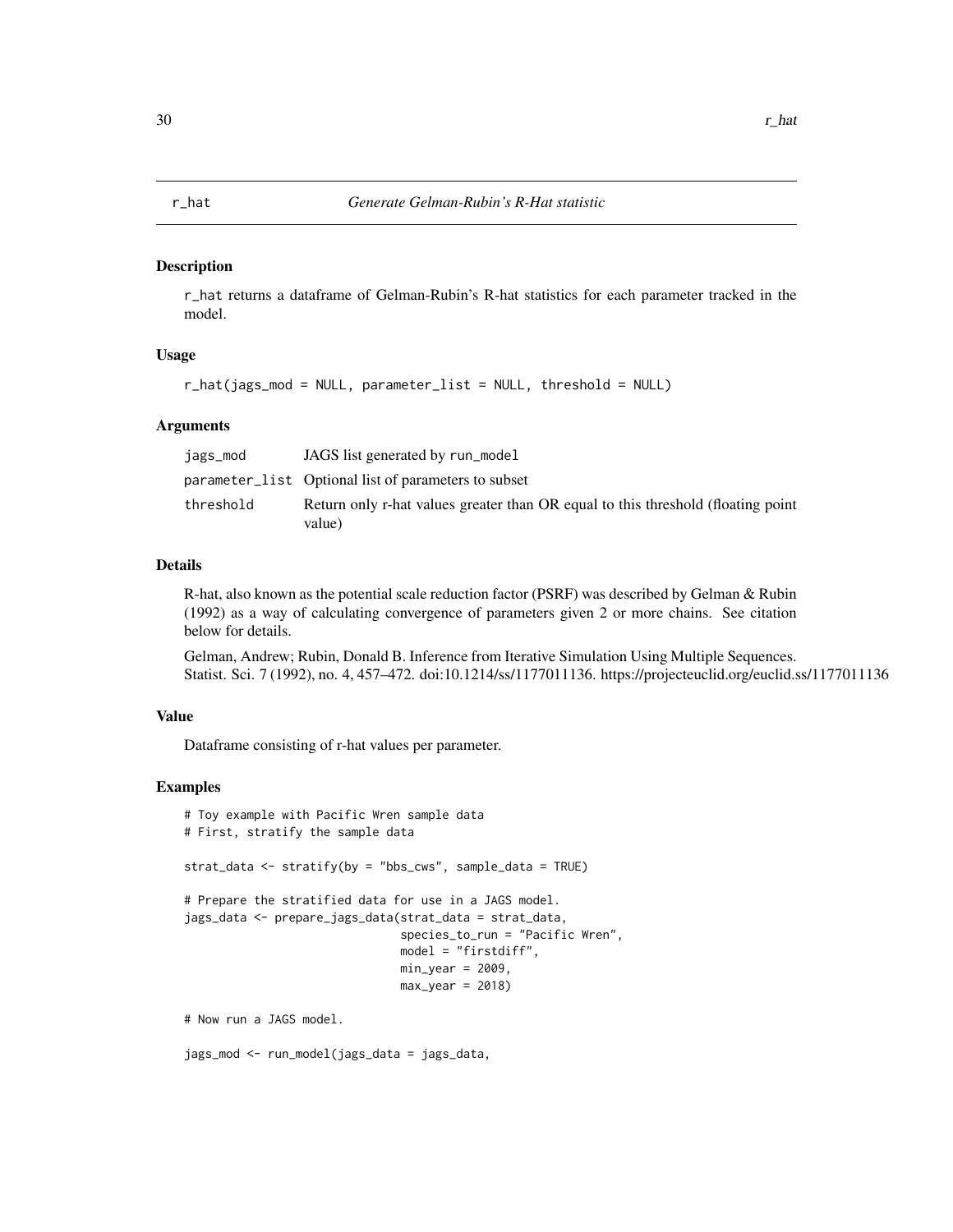## r_hat *Generate Gelman-Rubin's R-Hat statistic*

### Description

r_hat returns a dataframe of Gelman-Rubin's R-hat statistics for each parameter tracked in the model.

### Usage

```
r_hat(jags_mod = NULL, parameter_list = NULL, threshold = NULL)
```

### Arguments

| | |
|---|---|
| jags_mod | JAGS list generated by run_model |
| parameter_list | Optional list of parameters to subset |
| threshold | Return only r-hat values greater than OR equal to this threshold (floating point value) |

### Details

R-hat, also known as the potential scale reduction factor (PSRF) was described by Gelman & Rubin (1992) as a way of calculating convergence of parameters given 2 or more chains. See citation below for details.

Gelman, Andrew; Rubin, Donald B. Inference from Iterative Simulation Using Multiple Sequences. Statist. Sci. 7 (1992), no. 4, 457–472. doi:10.1214/ss/1177011136. https://projecteuclid.org/euclid.ss/1177011136

### Value

Dataframe consisting of r-hat values per parameter.

### Examples

```
# Toy example with Pacific Wren sample data
# First, stratify the sample data

strat_data <- stratify(by = "bbs_cws", sample_data = TRUE)

# Prepare the stratified data for use in a JAGS model.
jags_data <- prepare_jags_data(strat_data = strat_data,
                               species_to_run = "Pacific Wren",
                               model = "firstdiff",
                               min_year = 2009,
                               max_year = 2018)

# Now run a JAGS model.

jags_mod <- run_model(jags_data = jags_data,
```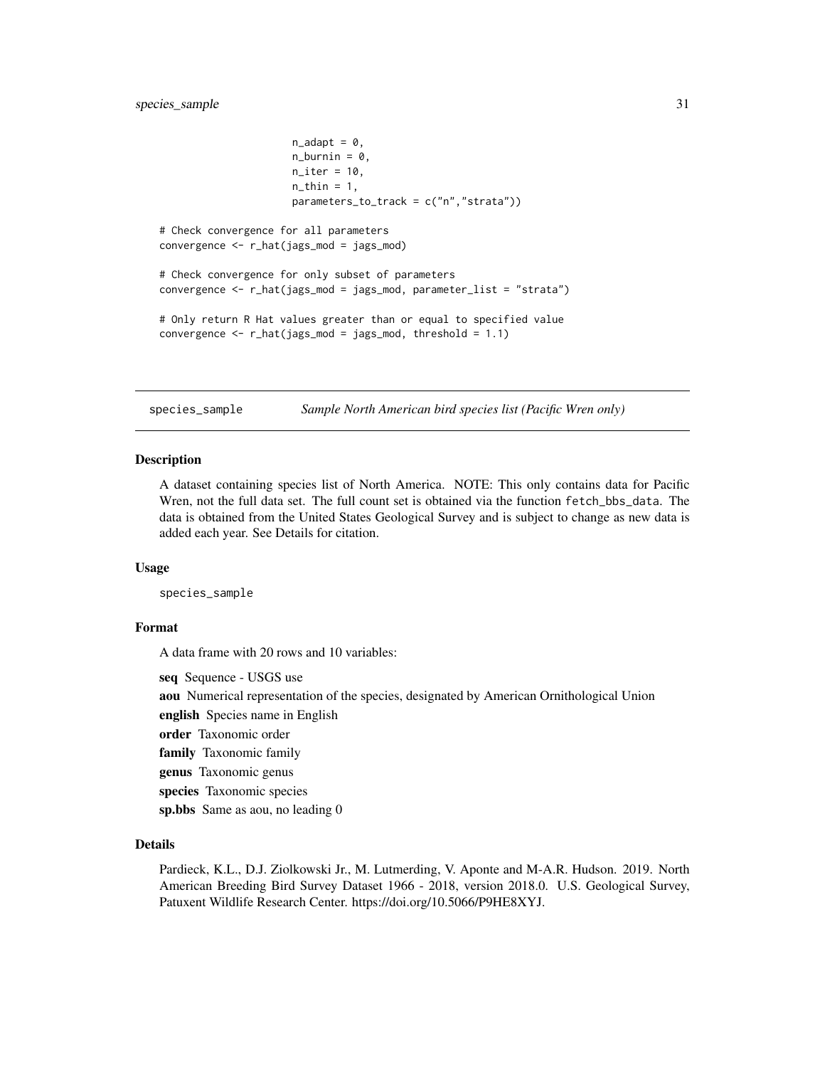```
                    n_adapt = 0,
                    n_burnin = 0,
                    n_iter = 10,
                    n_thin = 1,
                    parameters_to_track = c("n","strata"))

# Check convergence for all parameters
convergence <- r_hat(jags_mod = jags_mod)

# Check convergence for only subset of parameters
convergence <- r_hat(jags_mod = jags_mod, parameter_list = "strata")

# Only return R Hat values greater than or equal to specified value
convergence <- r_hat(jags_mod = jags_mod, threshold = 1.1)
```

---

## species_sample &emsp; *Sample North American bird species list (Pacific Wren only)*

---

### Description

A dataset containing species list of North America. NOTE: This only contains data for Pacific Wren, not the full data set. The full count set is obtained via the function `fetch_bbs_data`. The data is obtained from the United States Geological Survey and is subject to change as new data is added each year. See Details for citation.

### Usage

```
species_sample
```

### Format

A data frame with 20 rows and 10 variables:

**seq** Sequence - USGS use

**aou** Numerical representation of the species, designated by American Ornithological Union

**english** Species name in English

**order** Taxonomic order

**family** Taxonomic family

**genus** Taxonomic genus

**species** Taxonomic species

**sp.bbs** Same as aou, no leading 0

### Details

Pardieck, K.L., D.J. Ziolkowski Jr., M. Lutmerding, V. Aponte and M-A.R. Hudson. 2019. North American Breeding Bird Survey Dataset 1966 - 2018, version 2018.0. U.S. Geological Survey, Patuxent Wildlife Research Center. https://doi.org/10.5066/P9HE8XYJ.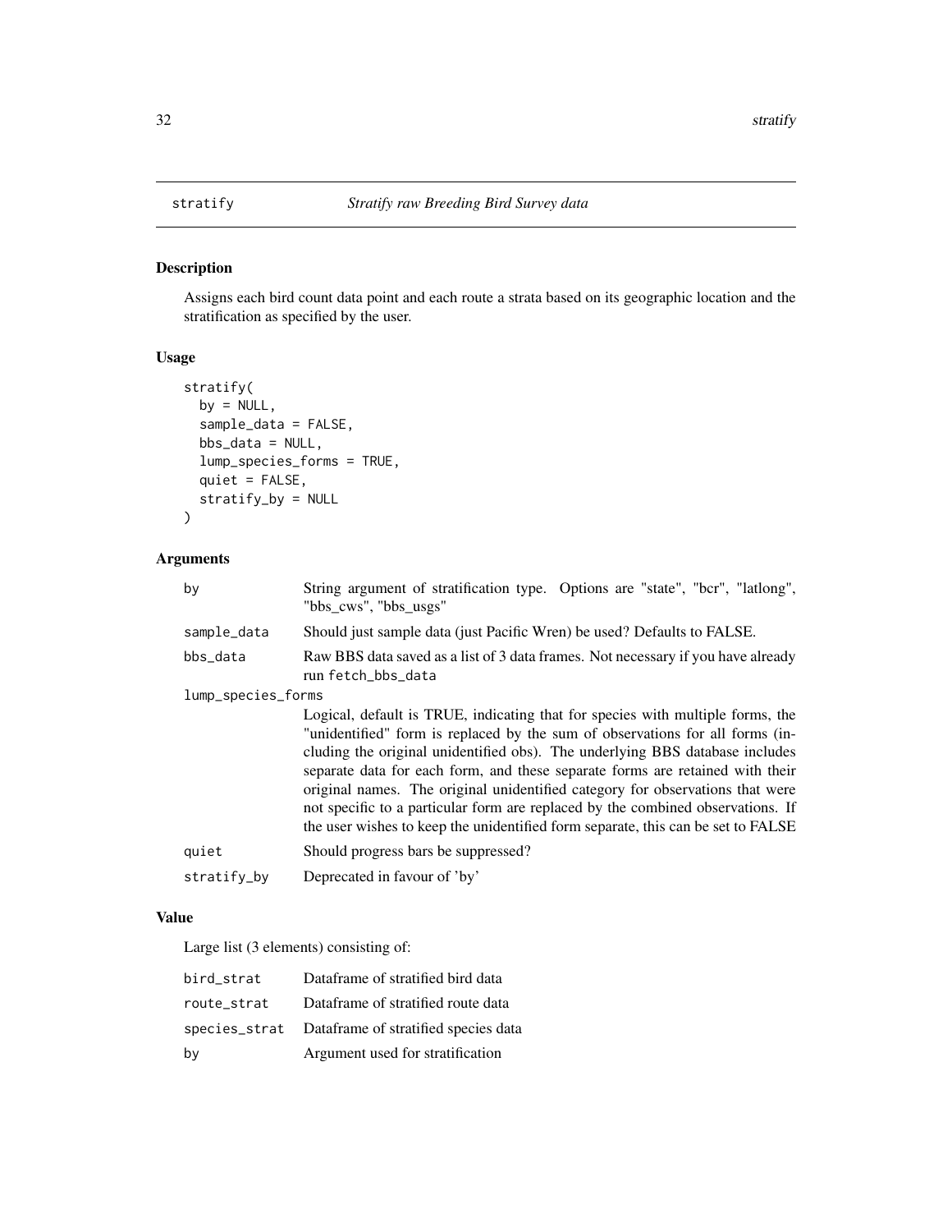## stratify    *Stratify raw Breeding Bird Survey data*

### Description

Assigns each bird count data point and each route a strata based on its geographic location and the stratification as specified by the user.

### Usage

```
stratify(
  by = NULL,
  sample_data = FALSE,
  bbs_data = NULL,
  lump_species_forms = TRUE,
  quiet = FALSE,
  stratify_by = NULL
)
```

### Arguments

| | |
|---|---|
| by | String argument of stratification type. Options are "state", "bcr", "latlong", "bbs_cws", "bbs_usgs" |
| sample_data | Should just sample data (just Pacific Wren) be used? Defaults to FALSE. |
| bbs_data | Raw BBS data saved as a list of 3 data frames. Not necessary if you have already run fetch_bbs_data |
| lump_species_forms | Logical, default is TRUE, indicating that for species with multiple forms, the "unidentified" form is replaced by the sum of observations for all forms (including the original unidentified obs). The underlying BBS database includes separate data for each form, and these separate forms are retained with their original names. The original unidentified category for observations that were not specific to a particular form are replaced by the combined observations. If the user wishes to keep the unidentified form separate, this can be set to FALSE |
| quiet | Should progress bars be suppressed? |
| stratify_by | Deprecated in favour of 'by' |

### Value

Large list (3 elements) consisting of:

| | |
|---|---|
| bird_strat | Dataframe of stratified bird data |
| route_strat | Dataframe of stratified route data |
| species_strat | Dataframe of stratified species data |
| by | Argument used for stratification |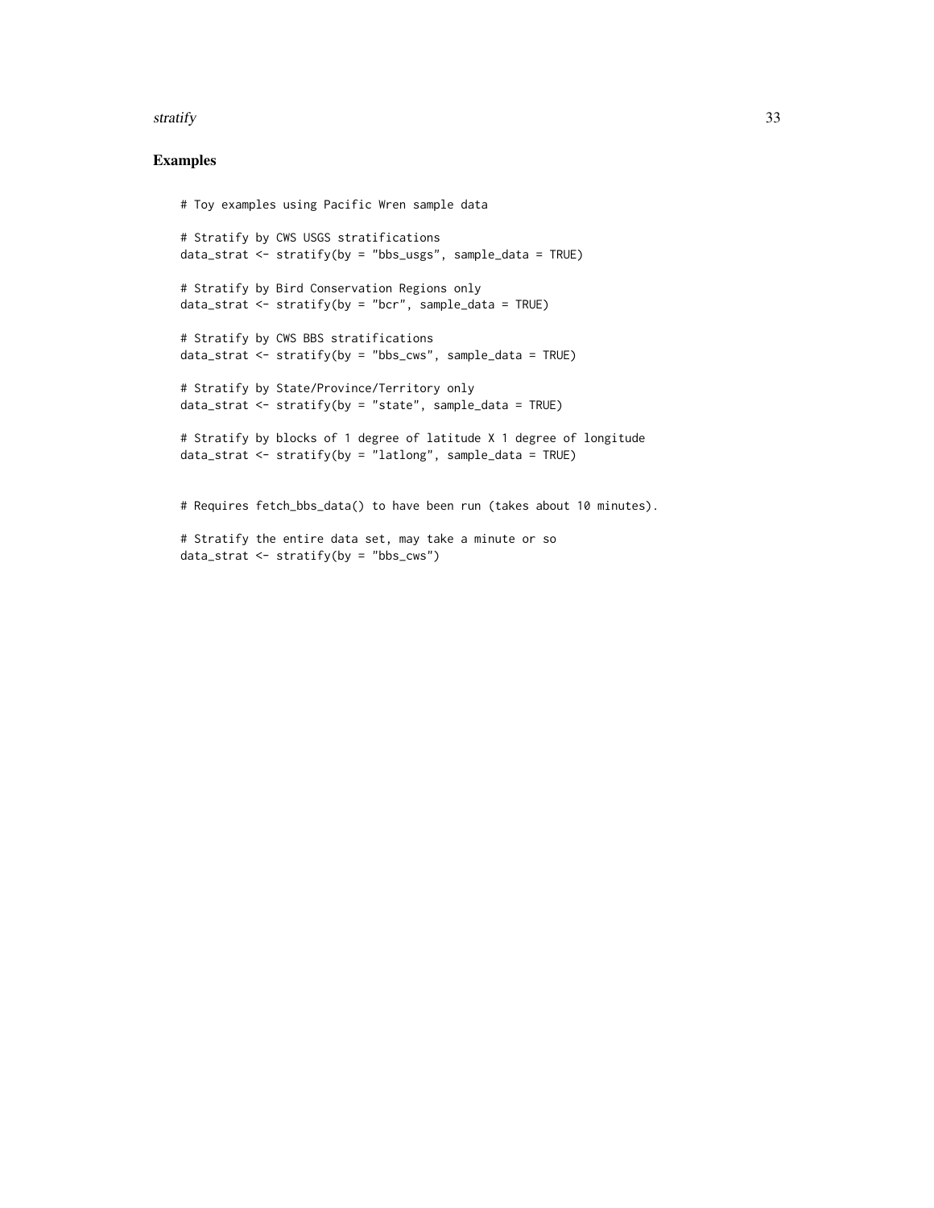## Examples

```
# Toy examples using Pacific Wren sample data

# Stratify by CWS USGS stratifications
data_strat <- stratify(by = "bbs_usgs", sample_data = TRUE)

# Stratify by Bird Conservation Regions only
data_strat <- stratify(by = "bcr", sample_data = TRUE)

# Stratify by CWS BBS stratifications
data_strat <- stratify(by = "bbs_cws", sample_data = TRUE)

# Stratify by State/Province/Territory only
data_strat <- stratify(by = "state", sample_data = TRUE)

# Stratify by blocks of 1 degree of latitude X 1 degree of longitude
data_strat <- stratify(by = "latlong", sample_data = TRUE)


# Requires fetch_bbs_data() to have been run (takes about 10 minutes).

# Stratify the entire data set, may take a minute or so
data_strat <- stratify(by = "bbs_cws")
```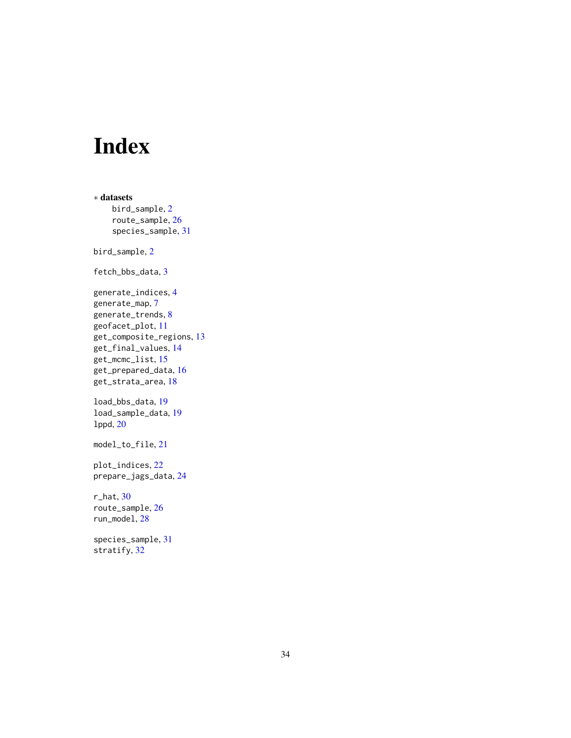# Index

∗ **datasets**
    bird_sample, 2
    route_sample, 26
    species_sample, 31

bird_sample, 2

fetch_bbs_data, 3

generate_indices, 4
generate_map, 7
generate_trends, 8
geofacet_plot, 11
get_composite_regions, 13
get_final_values, 14
get_mcmc_list, 15
get_prepared_data, 16
get_strata_area, 18

load_bbs_data, 19
load_sample_data, 19
lppd, 20

model_to_file, 21

plot_indices, 22
prepare_jags_data, 24

r_hat, 30
route_sample, 26
run_model, 28

species_sample, 31
stratify, 32